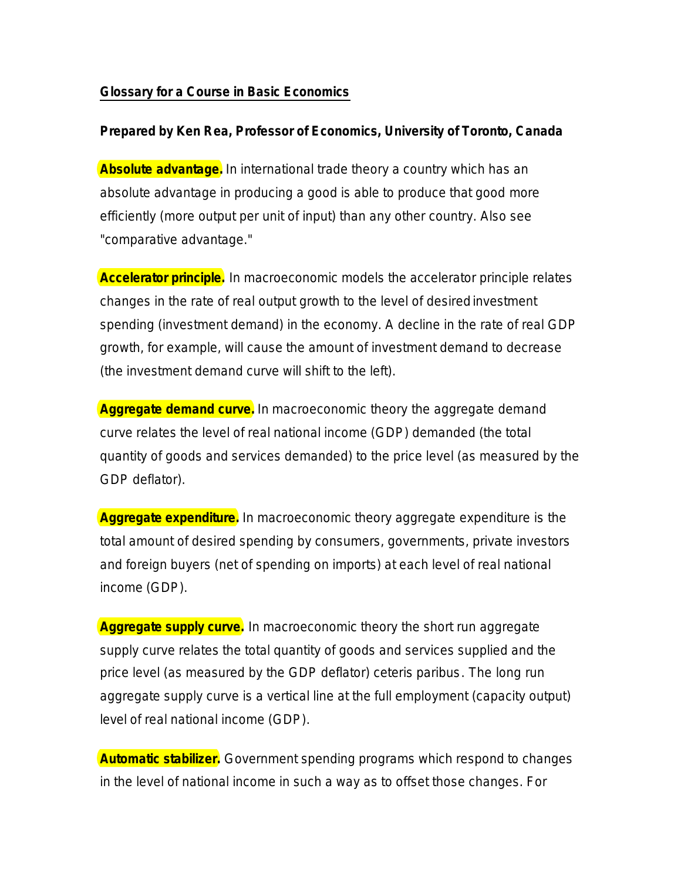## Glossary for a Course in Basic Economics

**Prepared by Ken Rea, Professor of Economics, University of Toronto, Canada**

**Absolute advantage.** In international trade theory a country which has an absolute advantage in producing a good is able to produce that good more efficiently (more output per unit of input) than any other country. Also see "comparative advantage."

**Accelerator principle.** In macroeconomic models the accelerator principle relates changes in the rate of real output growth to the level of desired investment spending (investment demand) in the economy. A decline in the rate of real GDP growth, for example, will cause the amount of investment demand to decrease (the investment demand curve will shift to the left).

**Aggregate demand curve.** In macroeconomic theory the aggregate demand curve relates the level of real national income (GDP) demanded (the total quantity of goods and services demanded) to the price level (as measured by the GDP deflator).

**Aggregate expenditure.** In macroeconomic theory aggregate expenditure is the total amount of desired spending by consumers, governments, private investors and foreign buyers (net of spending on imports) at each level of real national income (GDP).

**Aggregate supply curve.** In macroeconomic theory the short run aggregate supply curve relates the total quantity of goods and services supplied and the price level (as measured by the GDP deflator) ceteris paribus. The long run aggregate supply curve is a vertical line at the full employment (capacity output) level of real national income (GDP).

**Automatic stabilizer.** Government spending programs which respond to changes in the level of national income in such a way as to offset those changes. For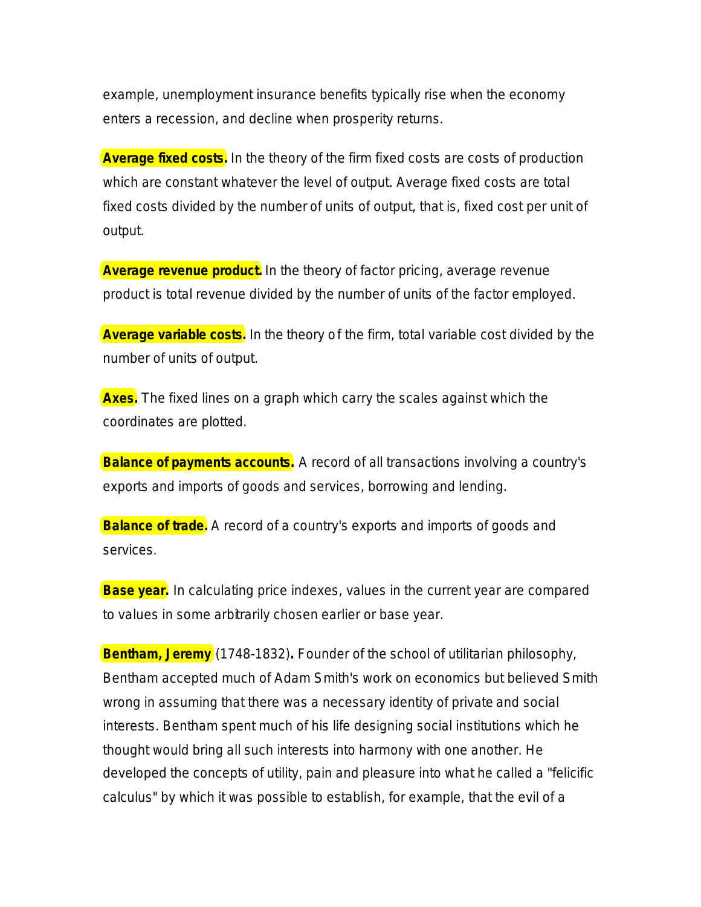example, unemployment insurance benefits typically rise when the economy enters a recession, and decline when prosperity returns.

**Average fixed costs.** In the theory of the firm fixed costs are costs of production which are constant whatever the level of output. Average fixed costs are total fixed costs divided by the number of units of output, that is, fixed cost per unit of output.

**Average revenue product.** In the theory of factor pricing, average revenue product is total revenue divided by the number of units of the factor employed.

**Average variable costs.** In the theory of the firm, total variable cost divided by the number of units of output.

**Axes.** The fixed lines on a graph which carry the scales against which the coordinates are plotted.

**Balance of payments accounts.** A record of all transactions involving a country's exports and imports of goods and services, borrowing and lending.

**Balance of trade.** A record of a country's exports and imports of goods and services.

**Base year.** In calculating price indexes, values in the current year are compared to values in some arbitrarily chosen earlier or base year.

**Bentham, Jeremy** (1748-1832)**.** Founder of the school of utilitarian philosophy, Bentham accepted much of Adam Smith's work on economics but believed Smith wrong in assuming that there was a necessary identity of private and social interests. Bentham spent much of his life designing social institutions which he thought would bring all such interests into harmony with one another. He developed the concepts of utility, pain and pleasure into what he called a "felicific calculus" by which it was possible to establish, for example, that the evil of a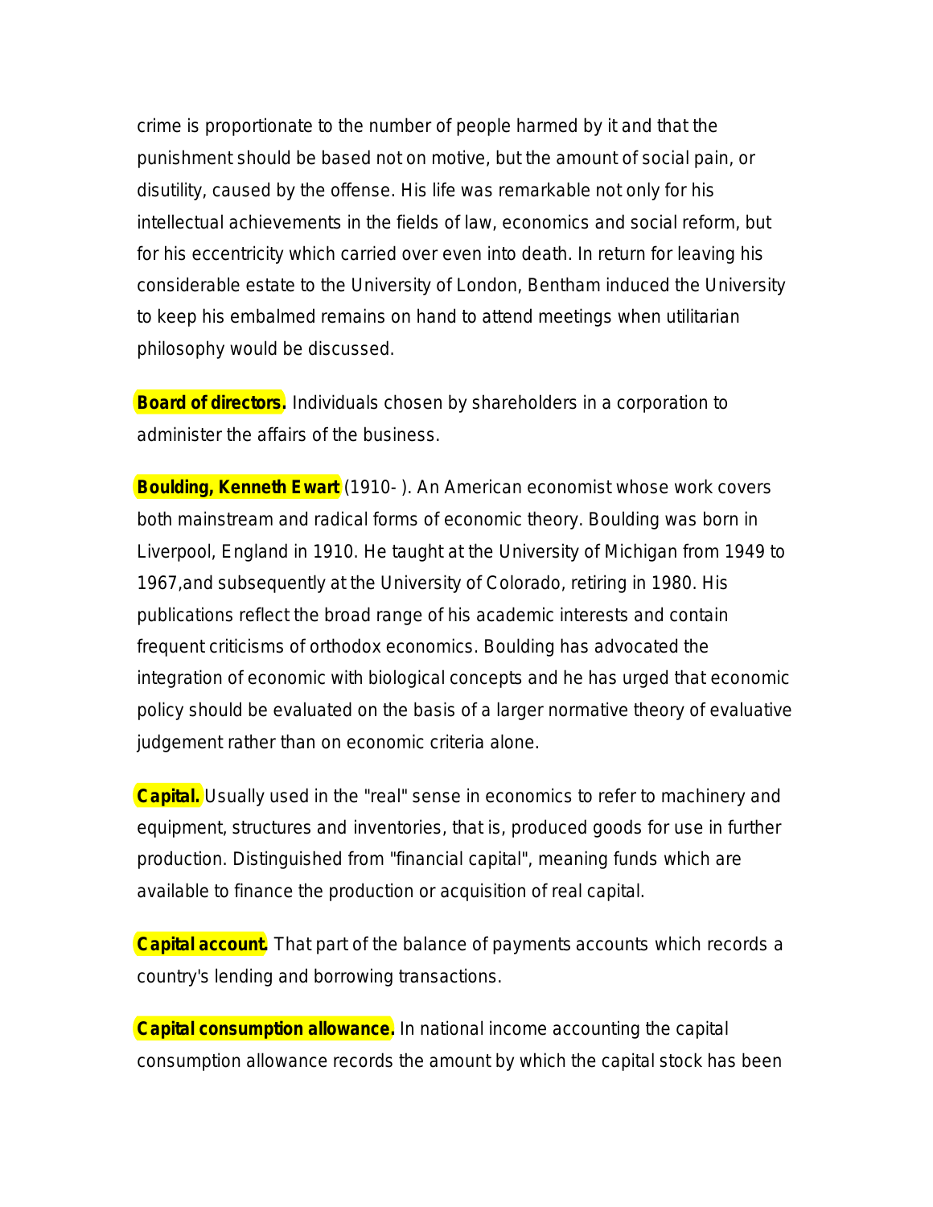crime is proportionate to the number of people harmed by it and that the punishment should be based not on motive, but the amount of social pain, or disutility, caused by the offense. His life was remarkable not only for his intellectual achievements in the fields of law, economics and social reform, but for his eccentricity which carried over even into death. In return for leaving his considerable estate to the University of London, Bentham induced the University to keep his embalmed remains on hand to attend meetings when utilitarian philosophy would be discussed.

**Board of directors.** Individuals chosen by shareholders in a corporation to administer the affairs of the business.

**Boulding, Kenneth Ewart** (1910- ). An American economist whose work covers both mainstream and radical forms of economic theory. Boulding was born in Liverpool, England in 1910. He taught at the University of Michigan from 1949 to 1967,and subsequently at the University of Colorado, retiring in 1980. His publications reflect the broad range of his academic interests and contain frequent criticisms of orthodox economics. Boulding has advocated the integration of economic with biological concepts and he has urged that economic policy should be evaluated on the basis of a larger normative theory of evaluative judgement rather than on economic criteria alone.

**Capital.** Usually used in the "real" sense in economics to refer to machinery and equipment, structures and inventories, that is, produced goods for use in further production. Distinguished from "financial capital", meaning funds which are available to finance the production or acquisition of real capital.

**Capital account.** That part of the balance of payments accounts which records a country's lending and borrowing transactions.

**Capital consumption allowance.** In national income accounting the capital consumption allowance records the amount by which the capital stock has been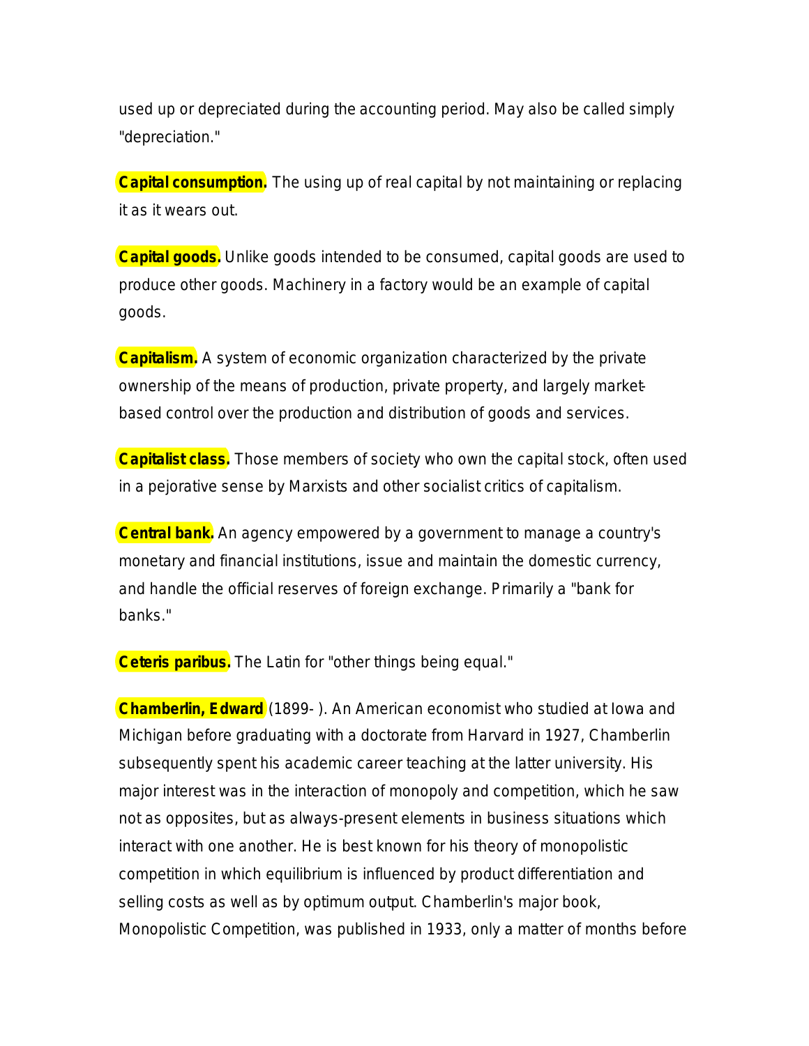used up or depreciated during the accounting period. May also be called simply "depreciation."

**Capital consumption.** The using up of real capital by not maintaining or replacing it as it wears out.

**Capital goods.** Unlike goods intended to be consumed, capital goods are used to produce other goods. Machinery in a factory would be an example of capital goods.

**Capitalism.** A system of economic organization characterized by the private ownership of the means of production, private property, and largely market-based control over the production and distribution of goods and services.

**Capitalist class.** Those members of society who own the capital stock, often used in a pejorative sense by Marxists and other socialist critics of capitalism.

**Central bank.** An agency empowered by a government to manage a country's monetary and financial institutions, issue and maintain the domestic currency, and handle the official reserves of foreign exchange. Primarily a "bank for banks."

**Ceteris paribus.** The Latin for "other things being equal."

**Chamberlin, Edward** (1899- ). An American economist who studied at Iowa and Michigan before graduating with a doctorate from Harvard in 1927, Chamberlin subsequently spent his academic career teaching at the latter university. His major interest was in the interaction of monopoly and competition, which he saw not as opposites, but as always-present elements in business situations which interact with one another. He is best known for his theory of monopolistic competition in which equilibrium is influenced by product differentiation and selling costs as well as by optimum output. Chamberlin's major book, Monopolistic Competition, was published in 1933, only a matter of months before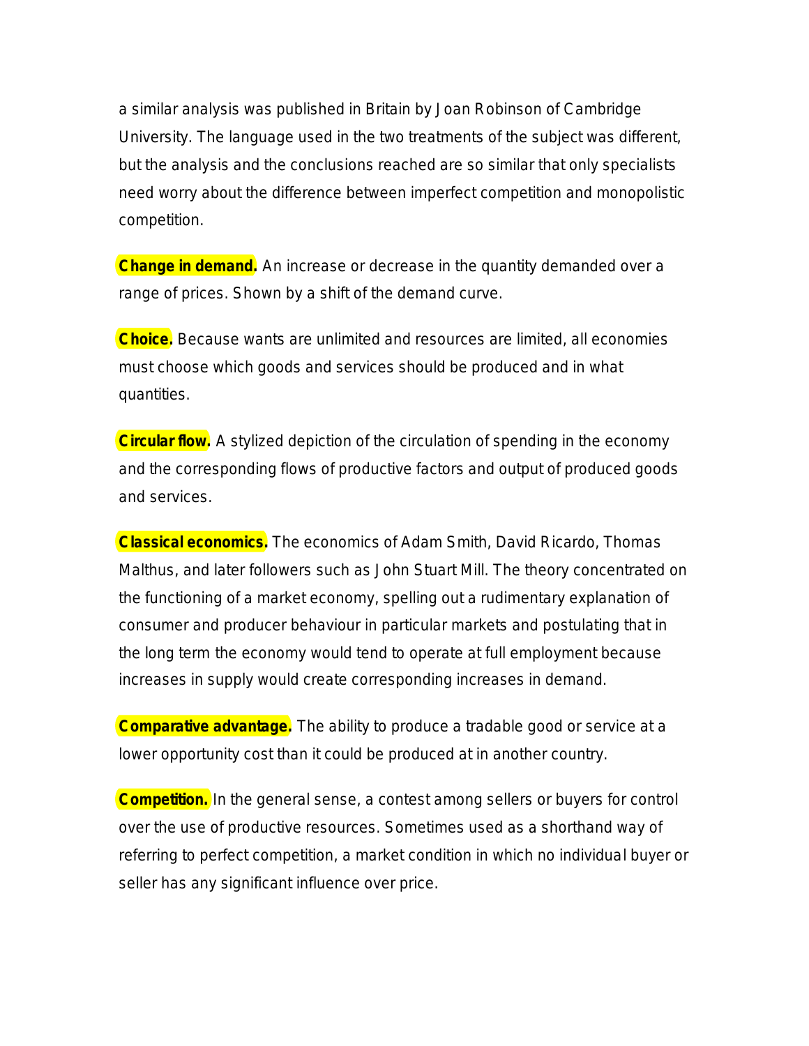a similar analysis was published in Britain by Joan Robinson of Cambridge University. The language used in the two treatments of the subject was different, but the analysis and the conclusions reached are so similar that only specialists need worry about the difference between imperfect competition and monopolistic competition.

**Change in demand.** An increase or decrease in the quantity demanded over a range of prices. Shown by a shift of the demand curve.

**Choice.** Because wants are unlimited and resources are limited, all economies must choose which goods and services should be produced and in what quantities.

**Circular flow.** A stylized depiction of the circulation of spending in the economy and the corresponding flows of productive factors and output of produced goods and services.

**Classical economics.** The economics of Adam Smith, David Ricardo, Thomas Malthus, and later followers such as John Stuart Mill. The theory concentrated on the functioning of a market economy, spelling out a rudimentary explanation of consumer and producer behaviour in particular markets and postulating that in the long term the economy would tend to operate at full employment because increases in supply would create corresponding increases in demand.

**Comparative advantage.** The ability to produce a tradable good or service at a lower opportunity cost than it could be produced at in another country.

**Competition.** In the general sense, a contest among sellers or buyers for control over the use of productive resources. Sometimes used as a shorthand way of referring to perfect competition, a market condition in which no individual buyer or seller has any significant influence over price.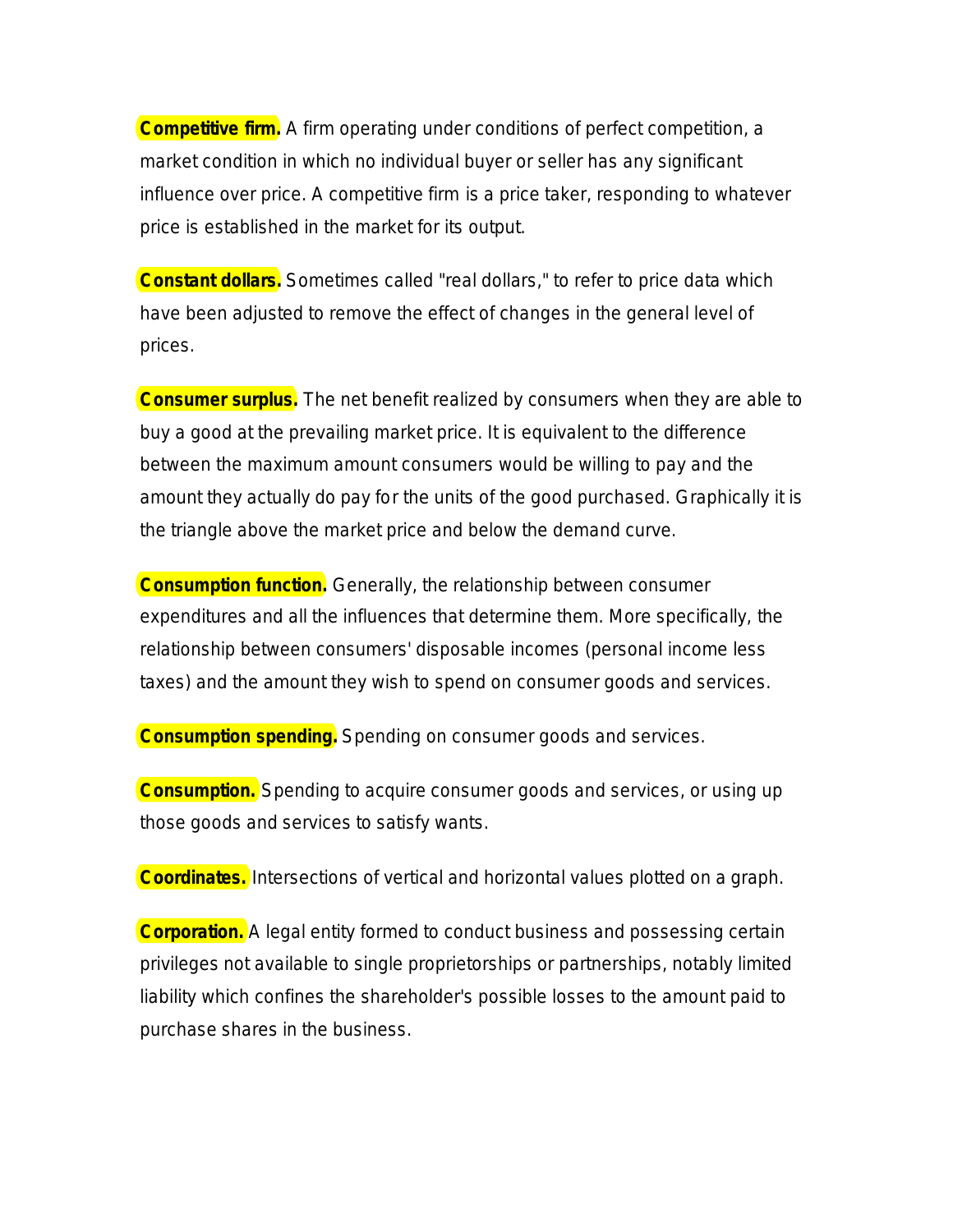**Competitive firm.** A firm operating under conditions of perfect competition, a market condition in which no individual buyer or seller has any significant influence over price. A competitive firm is a price taker, responding to whatever price is established in the market for its output.

**Constant dollars.** Sometimes called "real dollars," to refer to price data which have been adjusted to remove the effect of changes in the general level of prices.

**Consumer surplus.** The net benefit realized by consumers when they are able to buy a good at the prevailing market price. It is equivalent to the difference between the maximum amount consumers would be willing to pay and the amount they actually do pay for the units of the good purchased. Graphically it is the triangle above the market price and below the demand curve.

**Consumption function.** Generally, the relationship between consumer expenditures and all the influences that determine them. More specifically, the relationship between consumers' disposable incomes (personal income less taxes) and the amount they wish to spend on consumer goods and services.

**Consumption spending.** Spending on consumer goods and services.

**Consumption.** Spending to acquire consumer goods and services, or using up those goods and services to satisfy wants.

**Coordinates.** Intersections of vertical and horizontal values plotted on a graph.

**Corporation.** A legal entity formed to conduct business and possessing certain privileges not available to single proprietorships or partnerships, notably limited liability which confines the shareholder's possible losses to the amount paid to purchase shares in the business.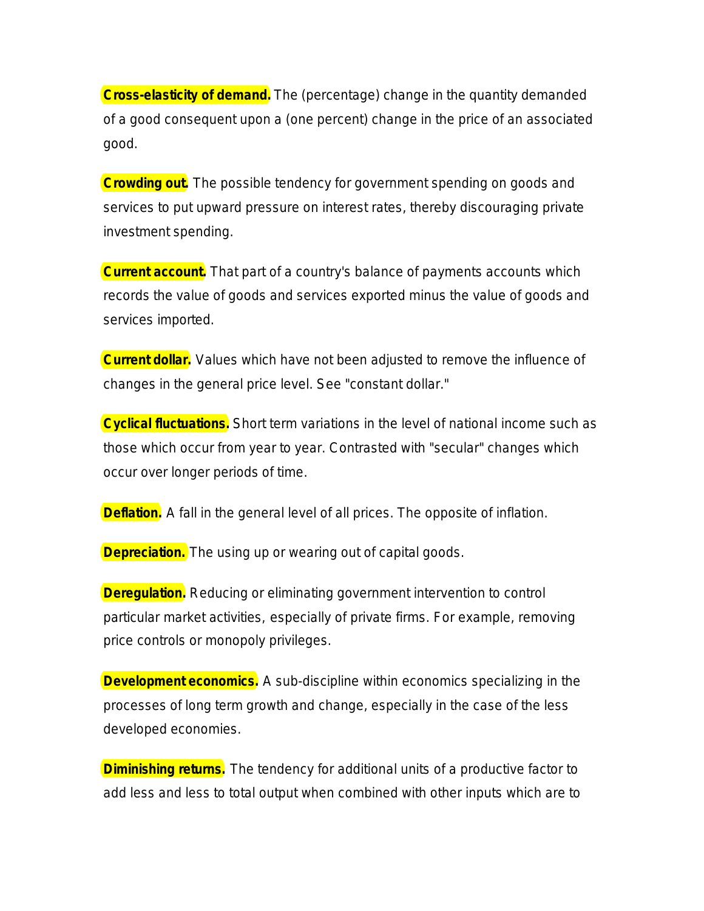**Cross-elasticity of demand.** The (percentage) change in the quantity demanded of a good consequent upon a (one percent) change in the price of an associated good.

**Crowding out.** The possible tendency for government spending on goods and services to put upward pressure on interest rates, thereby discouraging private investment spending.

**Current account.** That part of a country's balance of payments accounts which records the value of goods and services exported minus the value of goods and services imported.

**Current dollar.** Values which have not been adjusted to remove the influence of changes in the general price level. See "constant dollar."

**Cyclical fluctuations.** Short term variations in the level of national income such as those which occur from year to year. Contrasted with "secular" changes which occur over longer periods of time.

**Deflation.** A fall in the general level of all prices. The opposite of inflation.

**Depreciation.** The using up or wearing out of capital goods.

**Deregulation.** Reducing or eliminating government intervention to control particular market activities, especially of private firms. For example, removing price controls or monopoly privileges.

**Development economics.** A sub-discipline within economics specializing in the processes of long term growth and change, especially in the case of the less developed economies.

**Diminishing returns.** The tendency for additional units of a productive factor to add less and less to total output when combined with other inputs which are to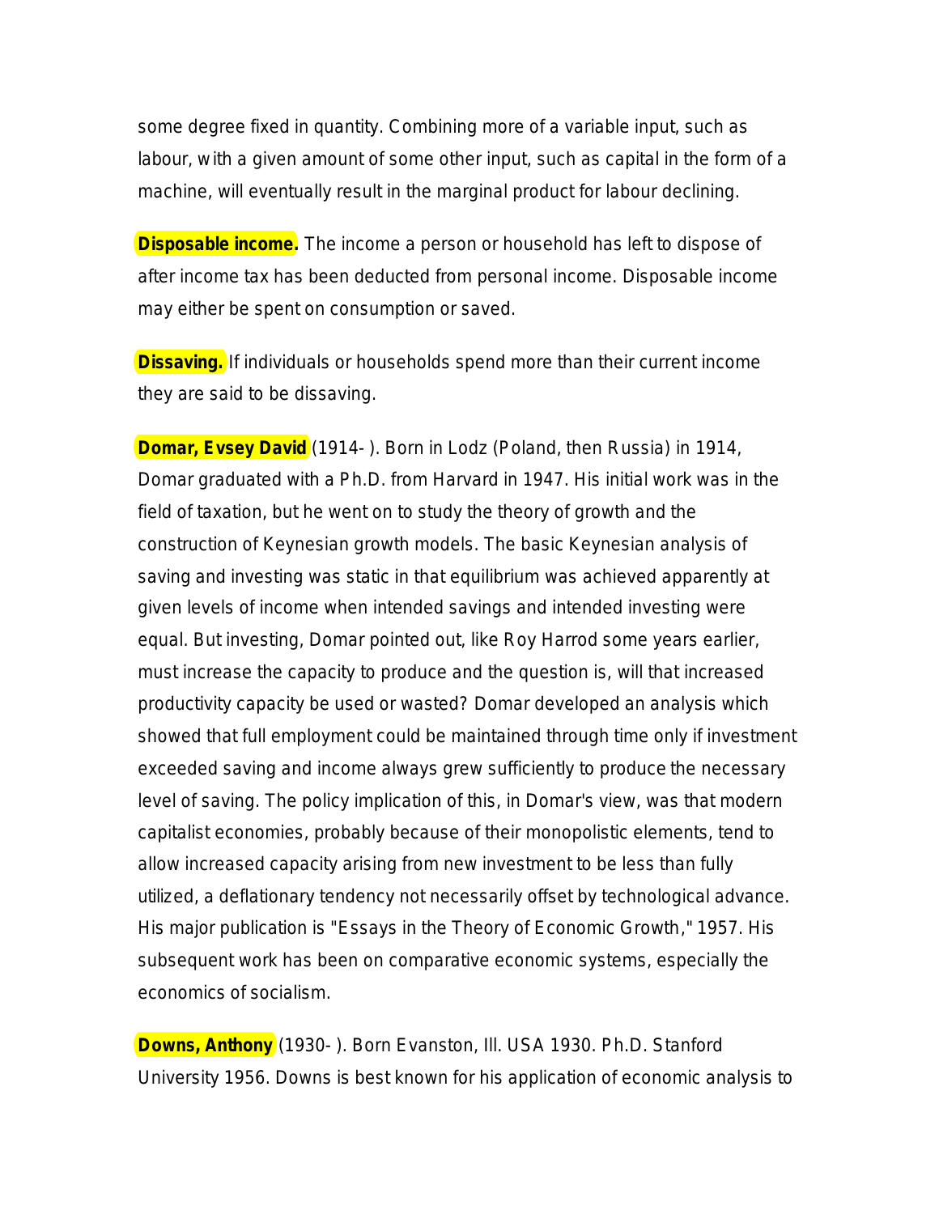some degree fixed in quantity. Combining more of a variable input, such as labour, with a given amount of some other input, such as capital in the form of a machine, will eventually result in the marginal product for labour declining.

**Disposable income.** The income a person or household has left to dispose of after income tax has been deducted from personal income. Disposable income may either be spent on consumption or saved.

**Dissaving.** If individuals or households spend more than their current income they are said to be dissaving.

**Domar, Evsey David** (1914- ). Born in Lodz (Poland, then Russia) in 1914, Domar graduated with a Ph.D. from Harvard in 1947. His initial work was in the field of taxation, but he went on to study the theory of growth and the construction of Keynesian growth models. The basic Keynesian analysis of saving and investing was static in that equilibrium was achieved apparently at given levels of income when intended savings and intended investing were equal. But investing, Domar pointed out, like Roy Harrod some years earlier, must increase the capacity to produce and the question is, will that increased productivity capacity be used or wasted? Domar developed an analysis which showed that full employment could be maintained through time only if investment exceeded saving and income always grew sufficiently to produce the necessary level of saving. The policy implication of this, in Domar's view, was that modern capitalist economies, probably because of their monopolistic elements, tend to allow increased capacity arising from new investment to be less than fully utilized, a deflationary tendency not necessarily offset by technological advance. His major publication is "Essays in the Theory of Economic Growth," 1957. His subsequent work has been on comparative economic systems, especially the economics of socialism.

**Downs, Anthony** (1930- ). Born Evanston, Ill. USA 1930. Ph.D. Stanford University 1956. Downs is best known for his application of economic analysis to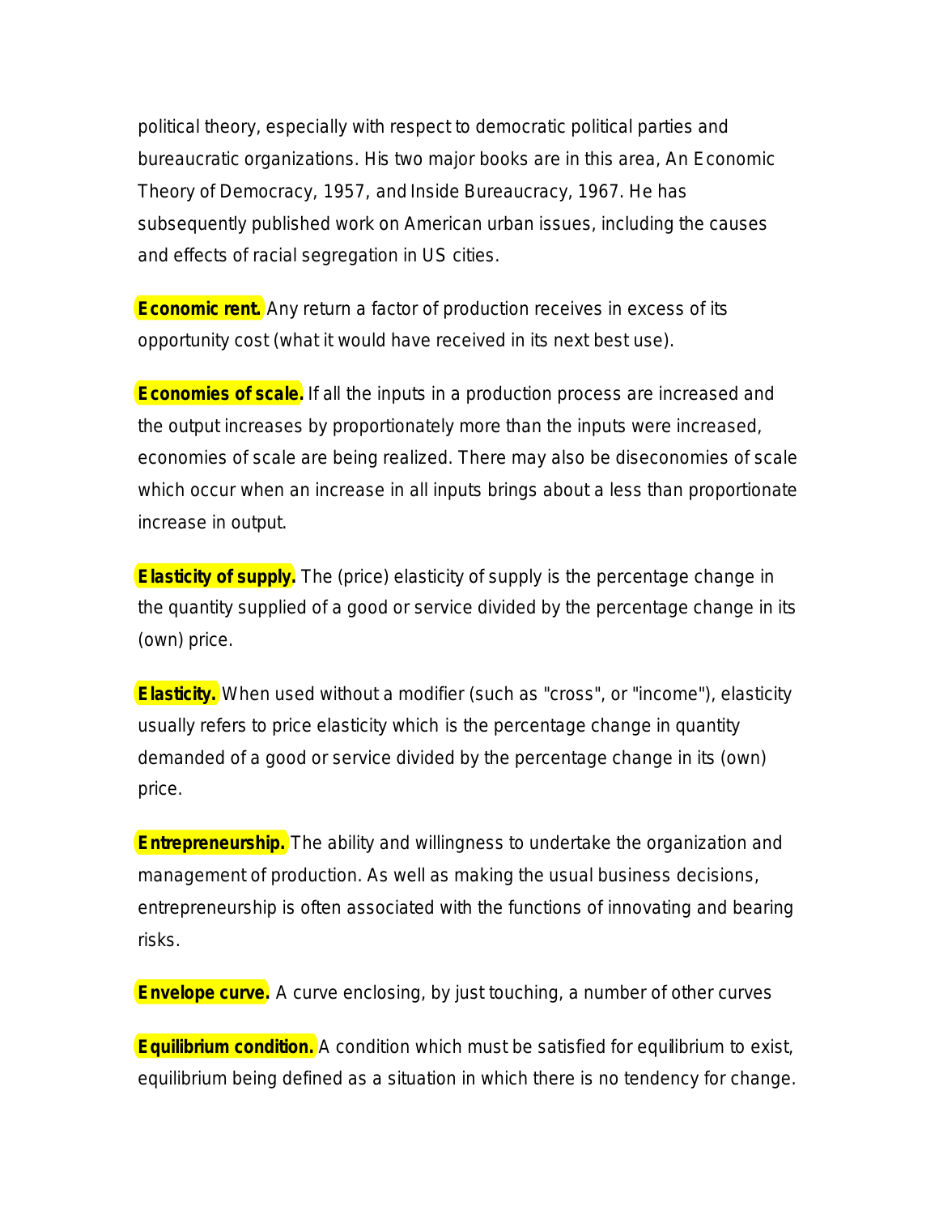political theory, especially with respect to democratic political parties and bureaucratic organizations. His two major books are in this area, An Economic Theory of Democracy, 1957, and Inside Bureaucracy, 1967. He has subsequently published work on American urban issues, including the causes and effects of racial segregation in US cities.

**Economic rent.** Any return a factor of production receives in excess of its opportunity cost (what it would have received in its next best use).

**Economies of scale.** If all the inputs in a production process are increased and the output increases by proportionately more than the inputs were increased, economies of scale are being realized. There may also be diseconomies of scale which occur when an increase in all inputs brings about a less than proportionate increase in output.

**Elasticity of supply.** The (price) elasticity of supply is the percentage change in the quantity supplied of a good or service divided by the percentage change in its (own) price.

**Elasticity.** When used without a modifier (such as "cross", or "income"), elasticity usually refers to price elasticity which is the percentage change in quantity demanded of a good or service divided by the percentage change in its (own) price.

**Entrepreneurship.** The ability and willingness to undertake the organization and management of production. As well as making the usual business decisions, entrepreneurship is often associated with the functions of innovating and bearing risks.

**Envelope curve.** A curve enclosing, by just touching, a number of other curves

**Equilibrium condition.** A condition which must be satisfied for equilibrium to exist, equilibrium being defined as a situation in which there is no tendency for change.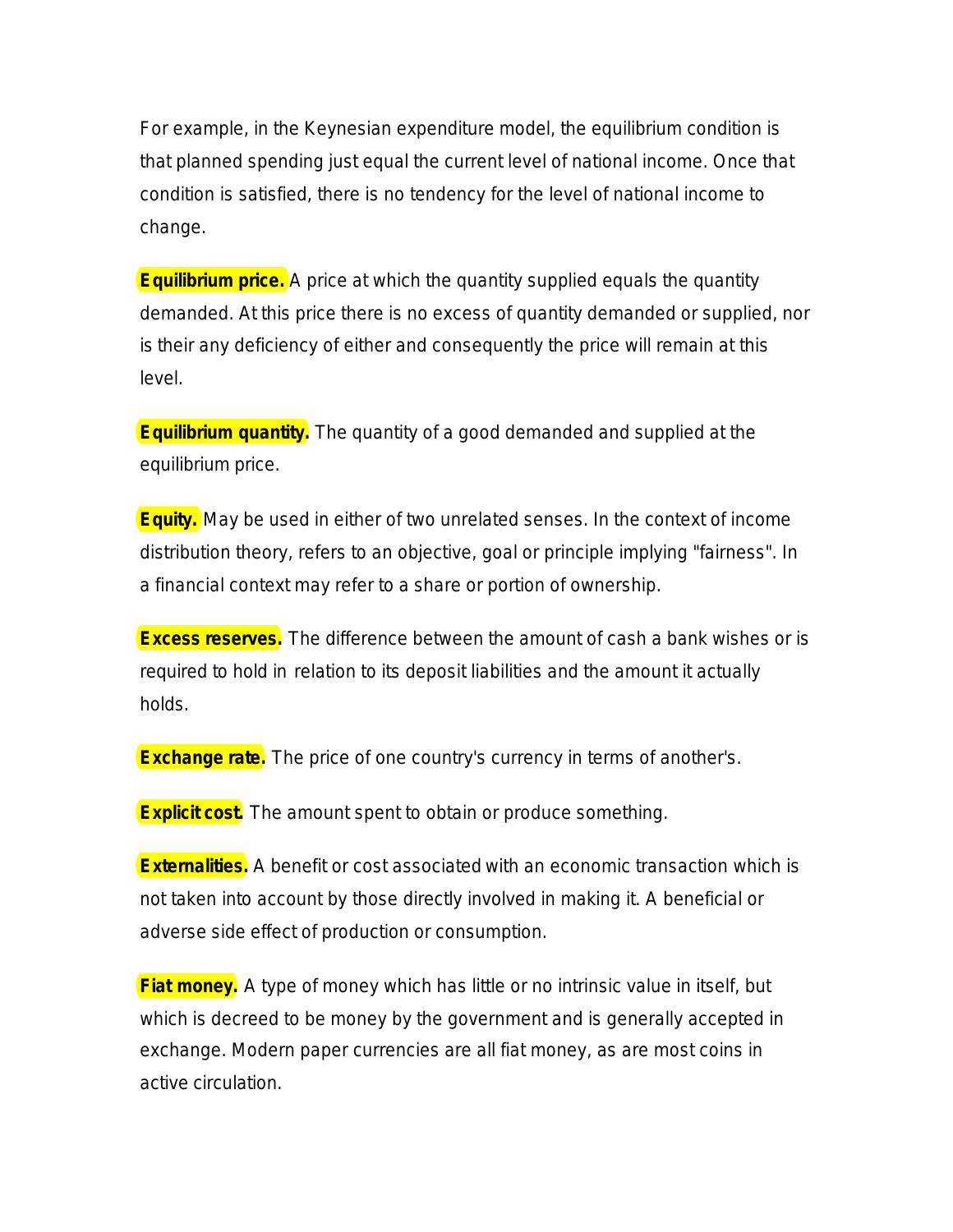For example, in the Keynesian expenditure model, the equilibrium condition is that planned spending just equal the current level of national income. Once that condition is satisfied, there is no tendency for the level of national income to change.

**Equilibrium price.** A price at which the quantity supplied equals the quantity demanded. At this price there is no excess of quantity demanded or supplied, nor is their any deficiency of either and consequently the price will remain at this level.

**Equilibrium quantity.** The quantity of a good demanded and supplied at the equilibrium price.

**Equity.** May be used in either of two unrelated senses. In the context of income distribution theory, refers to an objective, goal or principle implying "fairness". In a financial context may refer to a share or portion of ownership.

**Excess reserves.** The difference between the amount of cash a bank wishes or is required to hold in relation to its deposit liabilities and the amount it actually holds.

**Exchange rate.** The price of one country's currency in terms of another's.

**Explicit cost.** The amount spent to obtain or produce something.

**Externalities.** A benefit or cost associated with an economic transaction which is not taken into account by those directly involved in making it. A beneficial or adverse side effect of production or consumption.

**Fiat money.** A type of money which has little or no intrinsic value in itself, but which is decreed to be money by the government and is generally accepted in exchange. Modern paper currencies are all fiat money, as are most coins in active circulation.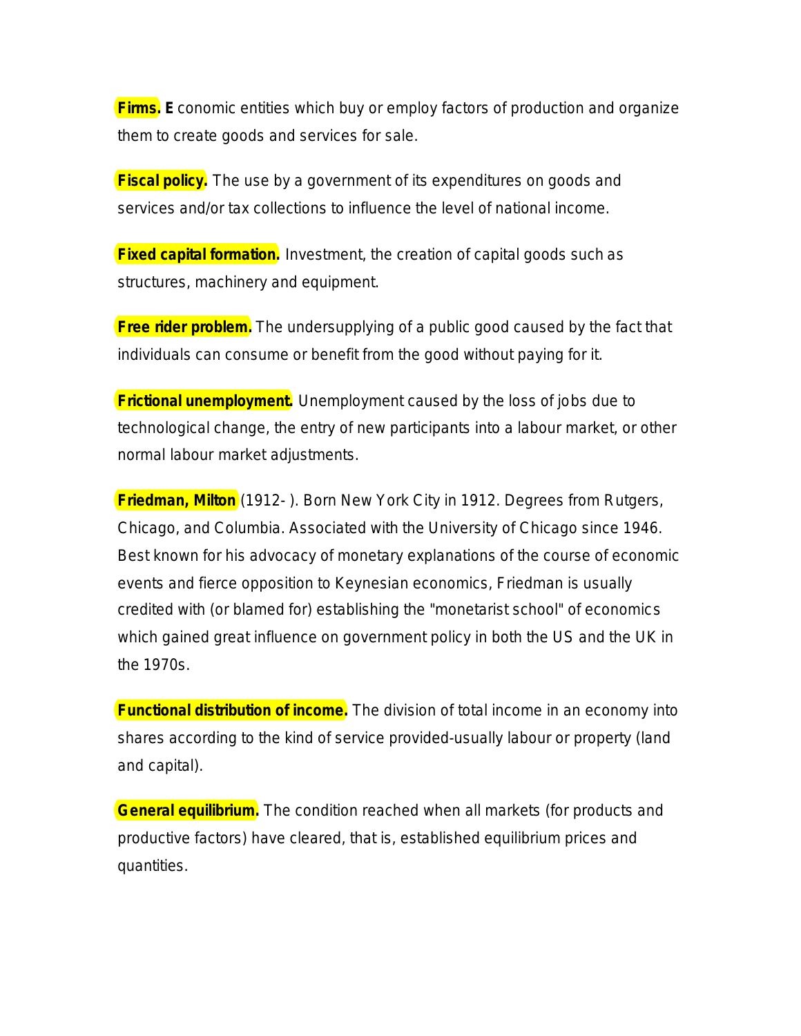**Firms.** **E**conomic entities which buy or employ factors of production and organize them to create goods and services for sale.

**Fiscal policy.** The use by a government of its expenditures on goods and services and/or tax collections to influence the level of national income.

**Fixed capital formation.** Investment, the creation of capital goods such as structures, machinery and equipment.

**Free rider problem.** The undersupplying of a public good caused by the fact that individuals can consume or benefit from the good without paying for it.

**Frictional unemployment.** Unemployment caused by the loss of jobs due to technological change, the entry of new participants into a labour market, or other normal labour market adjustments.

**Friedman, Milton** (1912- ). Born New York City in 1912. Degrees from Rutgers, Chicago, and Columbia. Associated with the University of Chicago since 1946. Best known for his advocacy of monetary explanations of the course of economic events and fierce opposition to Keynesian economics, Friedman is usually credited with (or blamed for) establishing the "monetarist school" of economics which gained great influence on government policy in both the US and the UK in the 1970s.

**Functional distribution of income.** The division of total income in an economy into shares according to the kind of service provided-usually labour or property (land and capital).

**General equilibrium.** The condition reached when all markets (for products and productive factors) have cleared, that is, established equilibrium prices and quantities.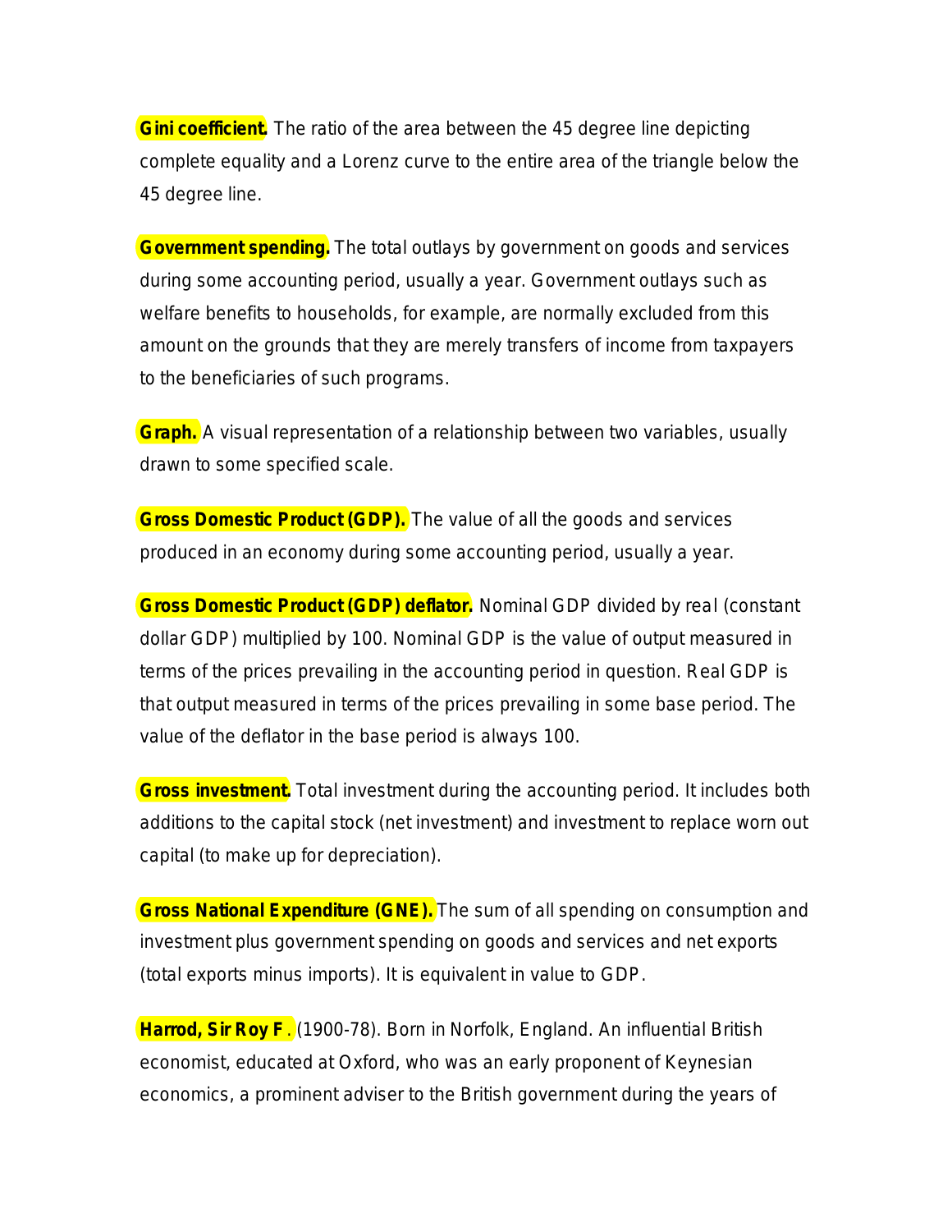**Gini coefficient.** The ratio of the area between the 45 degree line depicting complete equality and a Lorenz curve to the entire area of the triangle below the 45 degree line.

**Government spending.** The total outlays by government on goods and services during some accounting period, usually a year. Government outlays such as welfare benefits to households, for example, are normally excluded from this amount on the grounds that they are merely transfers of income from taxpayers to the beneficiaries of such programs.

**Graph.** A visual representation of a relationship between two variables, usually drawn to some specified scale.

**Gross Domestic Product (GDP).** The value of all the goods and services produced in an economy during some accounting period, usually a year.

**Gross Domestic Product (GDP) deflator.** Nominal GDP divided by real (constant dollar GDP) multiplied by 100. Nominal GDP is the value of output measured in terms of the prices prevailing in the accounting period in question. Real GDP is that output measured in terms of the prices prevailing in some base period. The value of the deflator in the base period is always 100.

**Gross investment.** Total investment during the accounting period. It includes both additions to the capital stock (net investment) and investment to replace worn out capital (to make up for depreciation).

**Gross National Expenditure (GNE).** The sum of all spending on consumption and investment plus government spending on goods and services and net exports (total exports minus imports). It is equivalent in value to GDP.

**Harrod, Sir Roy F**. (1900-78). Born in Norfolk, England. An influential British economist, educated at Oxford, who was an early proponent of Keynesian economics, a prominent adviser to the British government during the years of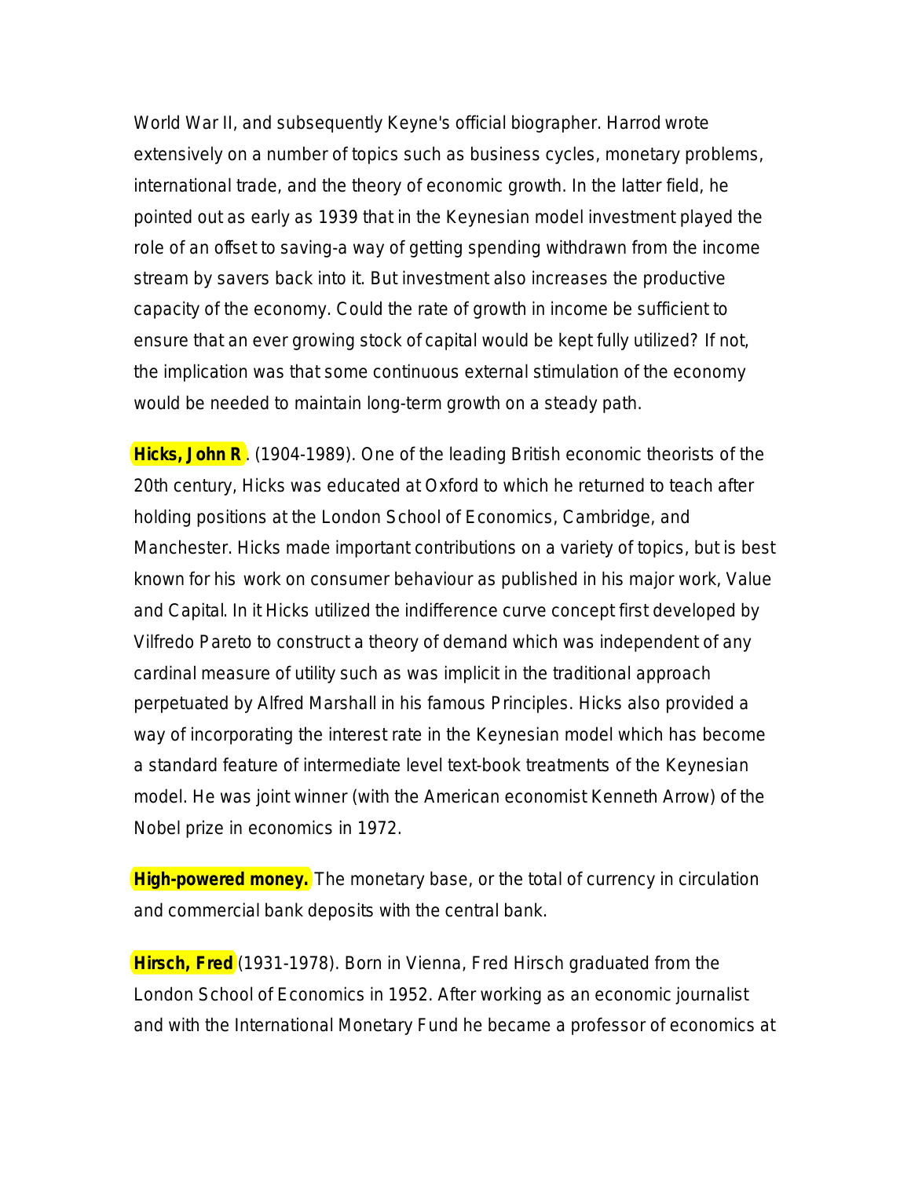World War II, and subsequently Keyne's official biographer. Harrod wrote extensively on a number of topics such as business cycles, monetary problems, international trade, and the theory of economic growth. In the latter field, he pointed out as early as 1939 that in the Keynesian model investment played the role of an offset to saving-a way of getting spending withdrawn from the income stream by savers back into it. But investment also increases the productive capacity of the economy. Could the rate of growth in income be sufficient to ensure that an ever growing stock of capital would be kept fully utilized? If not, the implication was that some continuous external stimulation of the economy would be needed to maintain long-term growth on a steady path.

**Hicks, John R**. (1904-1989). One of the leading British economic theorists of the 20th century, Hicks was educated at Oxford to which he returned to teach after holding positions at the London School of Economics, Cambridge, and Manchester. Hicks made important contributions on a variety of topics, but is best known for his work on consumer behaviour as published in his major work, Value and Capital. In it Hicks utilized the indifference curve concept first developed by Vilfredo Pareto to construct a theory of demand which was independent of any cardinal measure of utility such as was implicit in the traditional approach perpetuated by Alfred Marshall in his famous Principles. Hicks also provided a way of incorporating the interest rate in the Keynesian model which has become a standard feature of intermediate level text-book treatments of the Keynesian model. He was joint winner (with the American economist Kenneth Arrow) of the Nobel prize in economics in 1972.

**High-powered money.** The monetary base, or the total of currency in circulation and commercial bank deposits with the central bank.

**Hirsch, Fred** (1931-1978). Born in Vienna, Fred Hirsch graduated from the London School of Economics in 1952. After working as an economic journalist and with the International Monetary Fund he became a professor of economics at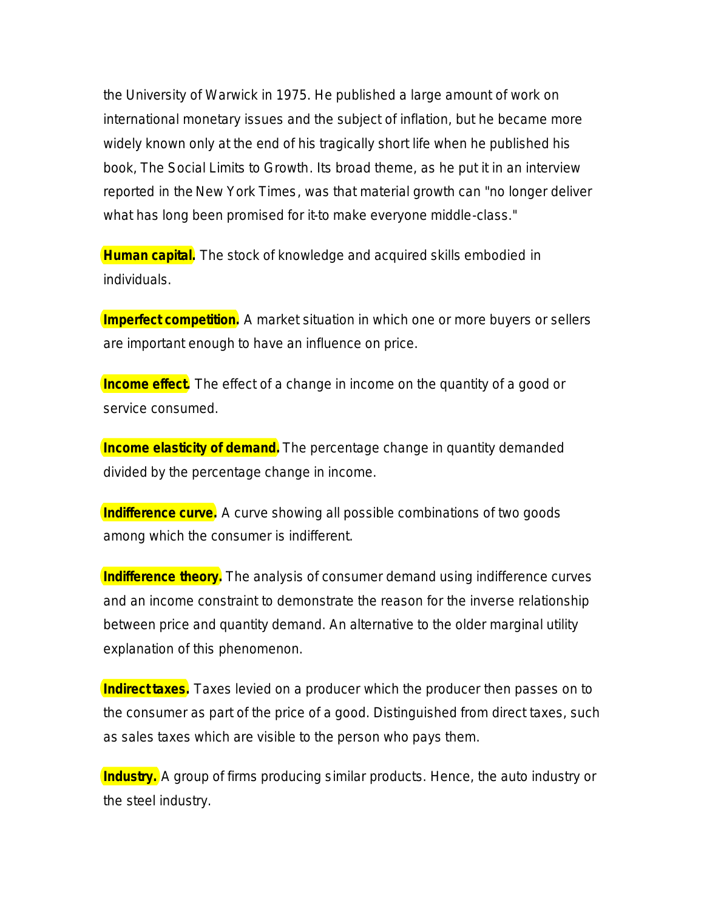the University of Warwick in 1975. He published a large amount of work on international monetary issues and the subject of inflation, but he became more widely known only at the end of his tragically short life when he published his book, The Social Limits to Growth. Its broad theme, as he put it in an interview reported in the New York Times, was that material growth can "no longer deliver what has long been promised for it-to make everyone middle-class."

**Human capital.** The stock of knowledge and acquired skills embodied in individuals.

**Imperfect competition.** A market situation in which one or more buyers or sellers are important enough to have an influence on price.

**Income effect.** The effect of a change in income on the quantity of a good or service consumed.

**Income elasticity of demand.** The percentage change in quantity demanded divided by the percentage change in income.

**Indifference curve.** A curve showing all possible combinations of two goods among which the consumer is indifferent.

**Indifference theory.** The analysis of consumer demand using indifference curves and an income constraint to demonstrate the reason for the inverse relationship between price and quantity demand. An alternative to the older marginal utility explanation of this phenomenon.

**Indirect taxes.** Taxes levied on a producer which the producer then passes on to the consumer as part of the price of a good. Distinguished from direct taxes, such as sales taxes which are visible to the person who pays them.

**Industry.** A group of firms producing similar products. Hence, the auto industry or the steel industry.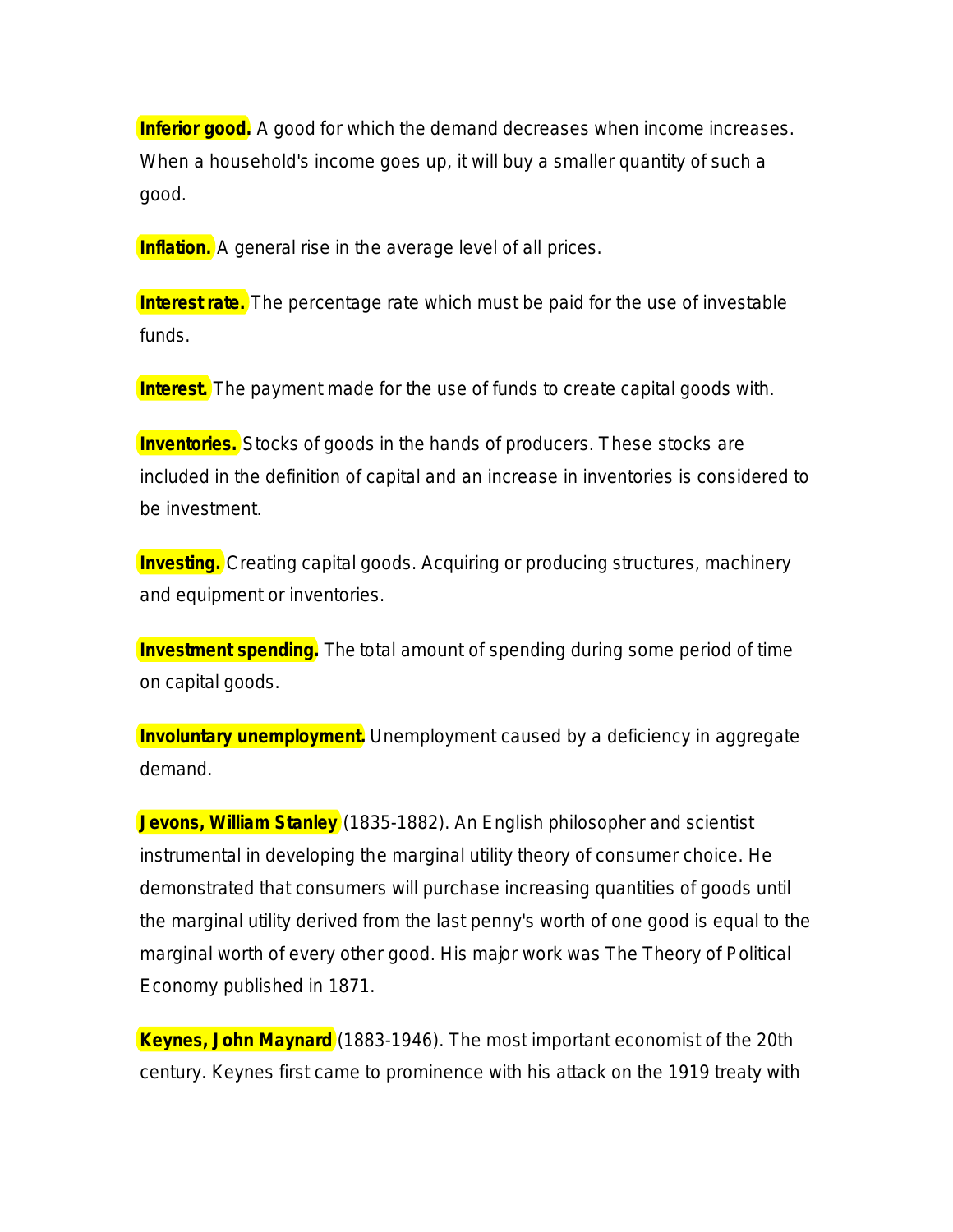**Inferior good.** A good for which the demand decreases when income increases. When a household's income goes up, it will buy a smaller quantity of such a good.

**Inflation.** A general rise in the average level of all prices.

**Interest rate.** The percentage rate which must be paid for the use of investable funds.

**Interest.** The payment made for the use of funds to create capital goods with.

**Inventories.** Stocks of goods in the hands of producers. These stocks are included in the definition of capital and an increase in inventories is considered to be investment.

**Investing.** Creating capital goods. Acquiring or producing structures, machinery and equipment or inventories.

**Investment spending.** The total amount of spending during some period of time on capital goods.

**Involuntary unemployment.** Unemployment caused by a deficiency in aggregate demand.

**Jevons, William Stanley** (1835-1882). An English philosopher and scientist instrumental in developing the marginal utility theory of consumer choice. He demonstrated that consumers will purchase increasing quantities of goods until the marginal utility derived from the last penny's worth of one good is equal to the marginal worth of every other good. His major work was The Theory of Political Economy published in 1871.

**Keynes, John Maynard** (1883-1946). The most important economist of the 20th century. Keynes first came to prominence with his attack on the 1919 treaty with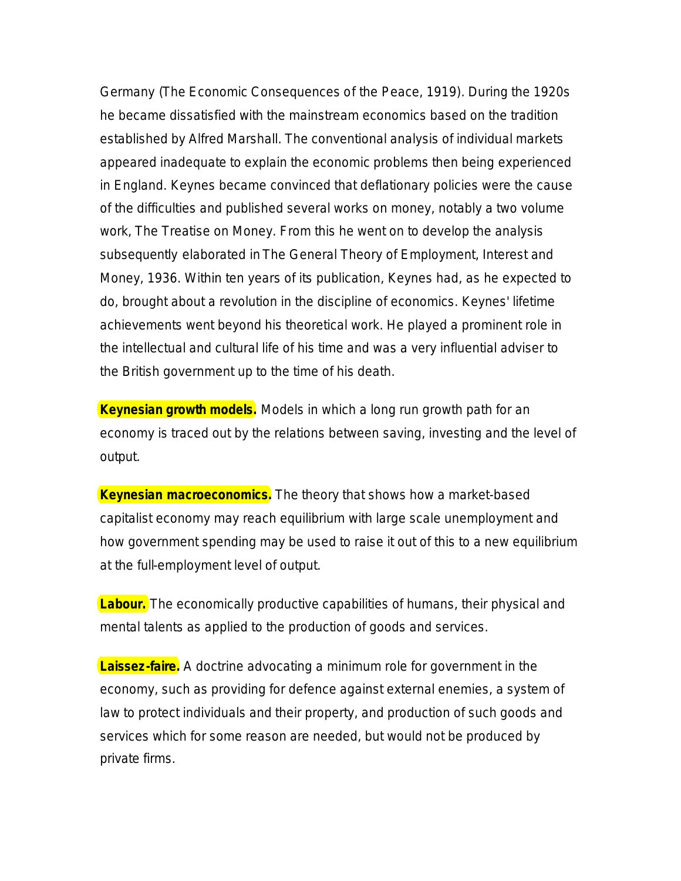Germany (The Economic Consequences of the Peace, 1919). During the 1920s he became dissatisfied with the mainstream economics based on the tradition established by Alfred Marshall. The conventional analysis of individual markets appeared inadequate to explain the economic problems then being experienced in England. Keynes became convinced that deflationary policies were the cause of the difficulties and published several works on money, notably a two volume work, The Treatise on Money. From this he went on to develop the analysis subsequently elaborated in The General Theory of Employment, Interest and Money, 1936. Within ten years of its publication, Keynes had, as he expected to do, brought about a revolution in the discipline of economics. Keynes' lifetime achievements went beyond his theoretical work. He played a prominent role in the intellectual and cultural life of his time and was a very influential adviser to the British government up to the time of his death.

**Keynesian growth models.** Models in which a long run growth path for an economy is traced out by the relations between saving, investing and the level of output.

**Keynesian macroeconomics.** The theory that shows how a market-based capitalist economy may reach equilibrium with large scale unemployment and how government spending may be used to raise it out of this to a new equilibrium at the full-employment level of output.

**Labour.** The economically productive capabilities of humans, their physical and mental talents as applied to the production of goods and services.

**Laissez-faire.** A doctrine advocating a minimum role for government in the economy, such as providing for defence against external enemies, a system of law to protect individuals and their property, and production of such goods and services which for some reason are needed, but would not be produced by private firms.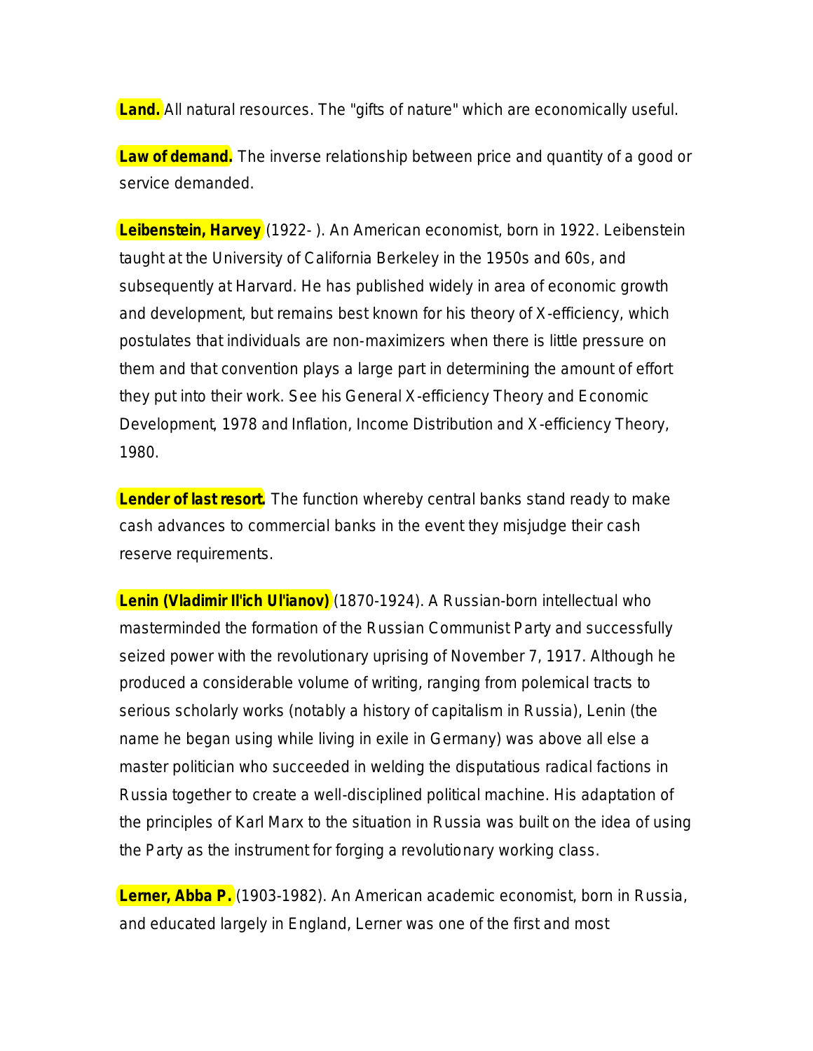**Land.** All natural resources. The "gifts of nature" which are economically useful.

**Law of demand.** The inverse relationship between price and quantity of a good or service demanded.

**Leibenstein, Harvey** (1922- ). An American economist, born in 1922. Leibenstein taught at the University of California Berkeley in the 1950s and 60s, and subsequently at Harvard. He has published widely in area of economic growth and development, but remains best known for his theory of X-efficiency, which postulates that individuals are non-maximizers when there is little pressure on them and that convention plays a large part in determining the amount of effort they put into their work. See his General X-efficiency Theory and Economic Development, 1978 and Inflation, Income Distribution and X-efficiency Theory, 1980.

**Lender of last resort.** The function whereby central banks stand ready to make cash advances to commercial banks in the event they misjudge their cash reserve requirements.

**Lenin (Vladimir Il'ich Ul'ianov)** (1870-1924). A Russian-born intellectual who masterminded the formation of the Russian Communist Party and successfully seized power with the revolutionary uprising of November 7, 1917. Although he produced a considerable volume of writing, ranging from polemical tracts to serious scholarly works (notably a history of capitalism in Russia), Lenin (the name he began using while living in exile in Germany) was above all else a master politician who succeeded in welding the disputatious radical factions in Russia together to create a well-disciplined political machine. His adaptation of the principles of Karl Marx to the situation in Russia was built on the idea of using the Party as the instrument for forging a revolutionary working class.

**Lerner, Abba P.** (1903-1982). An American academic economist, born in Russia, and educated largely in England, Lerner was one of the first and most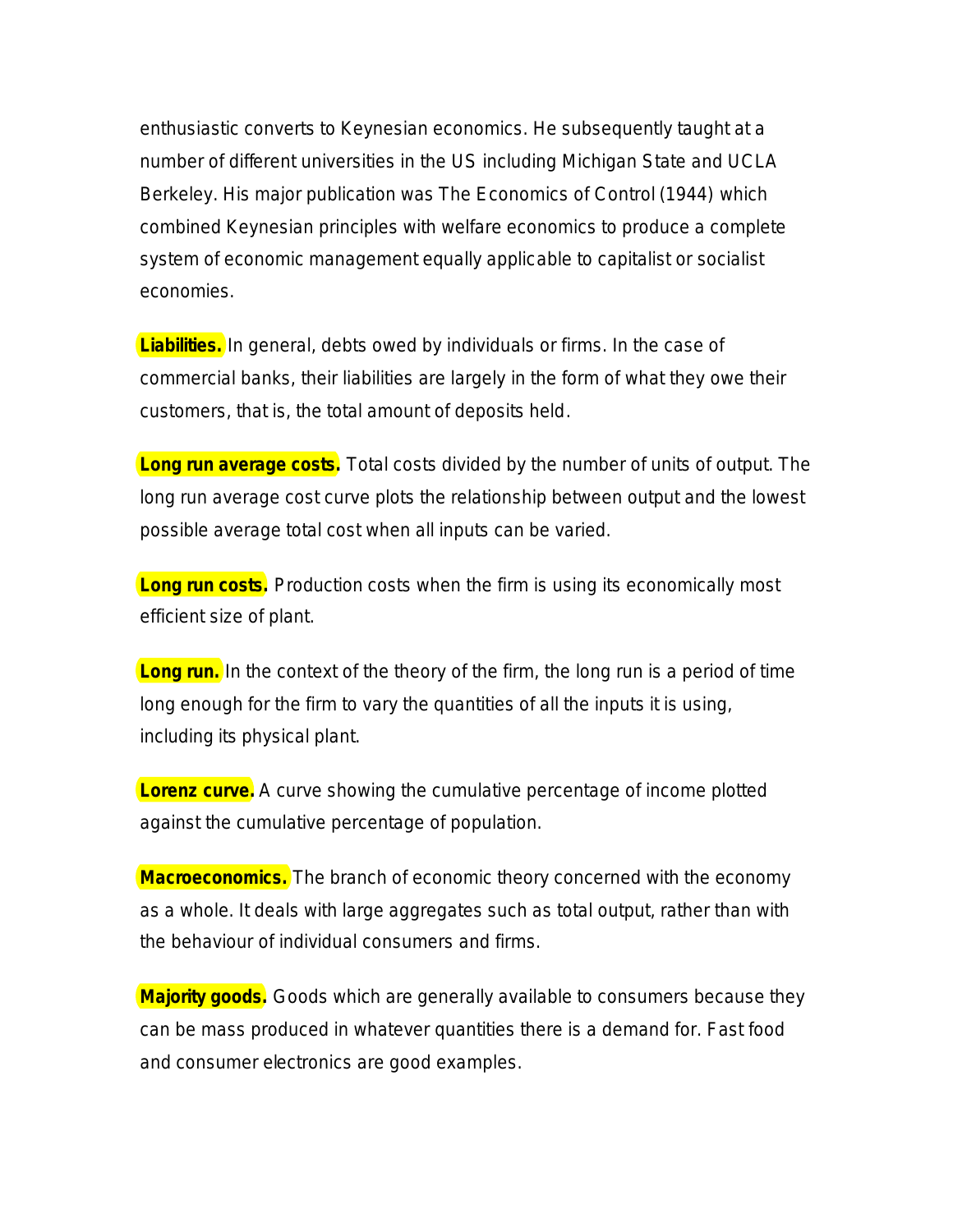enthusiastic converts to Keynesian economics. He subsequently taught at a number of different universities in the US including Michigan State and UCLA Berkeley. His major publication was The Economics of Control (1944) which combined Keynesian principles with welfare economics to produce a complete system of economic management equally applicable to capitalist or socialist economies.

**Liabilities.** In general, debts owed by individuals or firms. In the case of commercial banks, their liabilities are largely in the form of what they owe their customers, that is, the total amount of deposits held.

**Long run average costs.** Total costs divided by the number of units of output. The long run average cost curve plots the relationship between output and the lowest possible average total cost when all inputs can be varied.

**Long run costs.** Production costs when the firm is using its economically most efficient size of plant.

**Long run.** In the context of the theory of the firm, the long run is a period of time long enough for the firm to vary the quantities of all the inputs it is using, including its physical plant.

**Lorenz curve.** A curve showing the cumulative percentage of income plotted against the cumulative percentage of population.

**Macroeconomics.** The branch of economic theory concerned with the economy as a whole. It deals with large aggregates such as total output, rather than with the behaviour of individual consumers and firms.

**Majority goods.** Goods which are generally available to consumers because they can be mass produced in whatever quantities there is a demand for. Fast food and consumer electronics are good examples.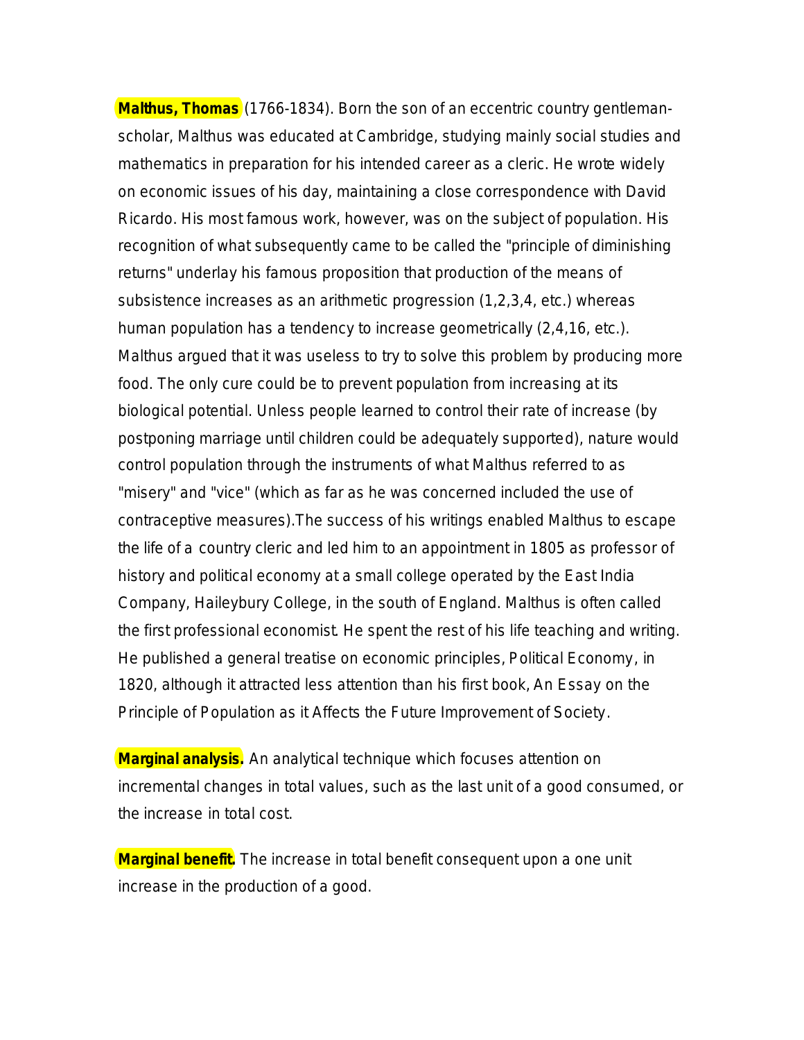**Malthus, Thomas** (1766-1834). Born the son of an eccentric country gentleman-scholar, Malthus was educated at Cambridge, studying mainly social studies and mathematics in preparation for his intended career as a cleric. He wrote widely on economic issues of his day, maintaining a close correspondence with David Ricardo. His most famous work, however, was on the subject of population. His recognition of what subsequently came to be called the "principle of diminishing returns" underlay his famous proposition that production of the means of subsistence increases as an arithmetic progression (1,2,3,4, etc.) whereas human population has a tendency to increase geometrically (2,4,16, etc.). Malthus argued that it was useless to try to solve this problem by producing more food. The only cure could be to prevent population from increasing at its biological potential. Unless people learned to control their rate of increase (by postponing marriage until children could be adequately supported), nature would control population through the instruments of what Malthus referred to as "misery" and "vice" (which as far as he was concerned included the use of contraceptive measures).The success of his writings enabled Malthus to escape the life of a country cleric and led him to an appointment in 1805 as professor of history and political economy at a small college operated by the East India Company, Haileybury College, in the south of England. Malthus is often called the first professional economist. He spent the rest of his life teaching and writing. He published a general treatise on economic principles, Political Economy, in 1820, although it attracted less attention than his first book, An Essay on the Principle of Population as it Affects the Future Improvement of Society.

**Marginal analysis.** An analytical technique which focuses attention on incremental changes in total values, such as the last unit of a good consumed, or the increase in total cost.

**Marginal benefit.** The increase in total benefit consequent upon a one unit increase in the production of a good.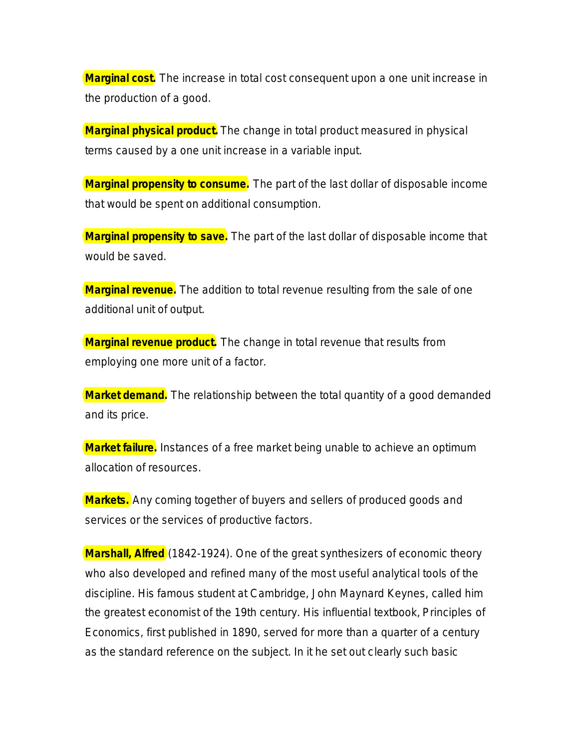**Marginal cost.** The increase in total cost consequent upon a one unit increase in the production of a good.

**Marginal physical product.** The change in total product measured in physical terms caused by a one unit increase in a variable input.

**Marginal propensity to consume.** The part of the last dollar of disposable income that would be spent on additional consumption.

**Marginal propensity to save.** The part of the last dollar of disposable income that would be saved.

**Marginal revenue.** The addition to total revenue resulting from the sale of one additional unit of output.

**Marginal revenue product.** The change in total revenue that results from employing one more unit of a factor.

**Market demand.** The relationship between the total quantity of a good demanded and its price.

**Market failure.** Instances of a free market being unable to achieve an optimum allocation of resources.

**Markets.** Any coming together of buyers and sellers of produced goods and services or the services of productive factors.

**Marshall, Alfred** (1842-1924). One of the great synthesizers of economic theory who also developed and refined many of the most useful analytical tools of the discipline. His famous student at Cambridge, John Maynard Keynes, called him the greatest economist of the 19th century. His influential textbook, Principles of Economics, first published in 1890, served for more than a quarter of a century as the standard reference on the subject. In it he set out clearly such basic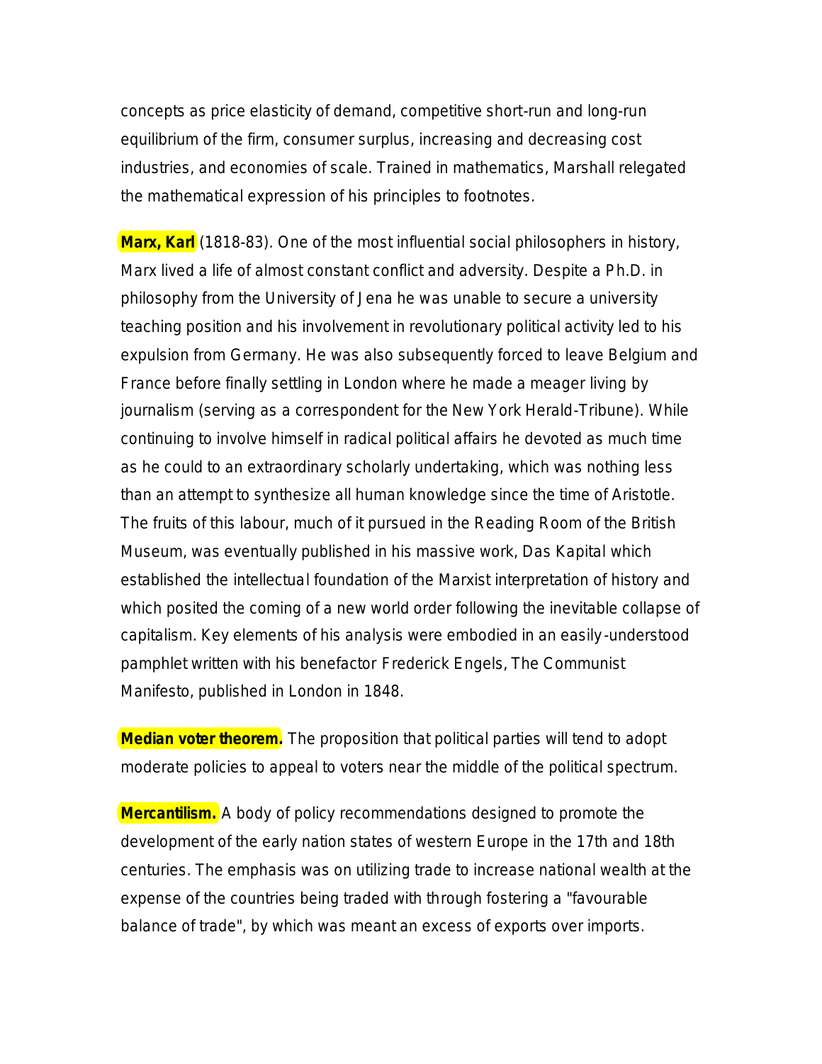concepts as price elasticity of demand, competitive short-run and long-run equilibrium of the firm, consumer surplus, increasing and decreasing cost industries, and economies of scale. Trained in mathematics, Marshall relegated the mathematical expression of his principles to footnotes.

**Marx, Karl** (1818-83). One of the most influential social philosophers in history, Marx lived a life of almost constant conflict and adversity. Despite a Ph.D. in philosophy from the University of Jena he was unable to secure a university teaching position and his involvement in revolutionary political activity led to his expulsion from Germany. He was also subsequently forced to leave Belgium and France before finally settling in London where he made a meager living by journalism (serving as a correspondent for the New York Herald-Tribune). While continuing to involve himself in radical political affairs he devoted as much time as he could to an extraordinary scholarly undertaking, which was nothing less than an attempt to synthesize all human knowledge since the time of Aristotle. The fruits of this labour, much of it pursued in the Reading Room of the British Museum, was eventually published in his massive work, Das Kapital which established the intellectual foundation of the Marxist interpretation of history and which posited the coming of a new world order following the inevitable collapse of capitalism. Key elements of his analysis were embodied in an easily-understood pamphlet written with his benefactor Frederick Engels, The Communist Manifesto, published in London in 1848.

**Median voter theorem.** The proposition that political parties will tend to adopt moderate policies to appeal to voters near the middle of the political spectrum.

**Mercantilism.** A body of policy recommendations designed to promote the development of the early nation states of western Europe in the 17th and 18th centuries. The emphasis was on utilizing trade to increase national wealth at the expense of the countries being traded with through fostering a "favourable balance of trade", by which was meant an excess of exports over imports.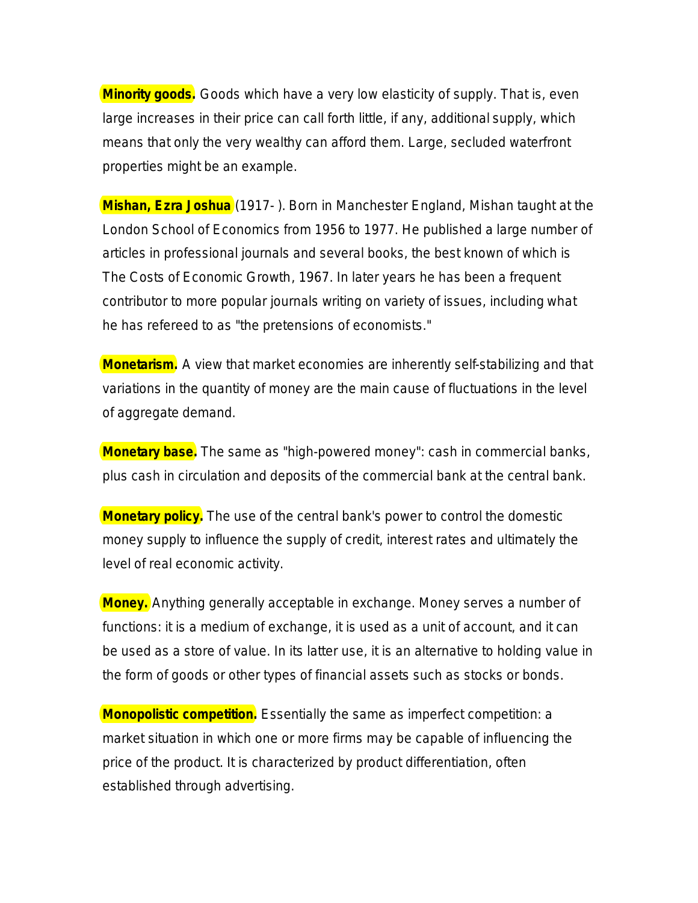**Minority goods.** Goods which have a very low elasticity of supply. That is, even large increases in their price can call forth little, if any, additional supply, which means that only the very wealthy can afford them. Large, secluded waterfront properties might be an example.

**Mishan, Ezra Joshua** (1917- ). Born in Manchester England, Mishan taught at the London School of Economics from 1956 to 1977. He published a large number of articles in professional journals and several books, the best known of which is The Costs of Economic Growth, 1967. In later years he has been a frequent contributor to more popular journals writing on variety of issues, including what he has refereed to as "the pretensions of economists."

**Monetarism.** A view that market economies are inherently self-stabilizing and that variations in the quantity of money are the main cause of fluctuations in the level of aggregate demand.

**Monetary base.** The same as "high-powered money": cash in commercial banks, plus cash in circulation and deposits of the commercial bank at the central bank.

**Monetary policy.** The use of the central bank's power to control the domestic money supply to influence the supply of credit, interest rates and ultimately the level of real economic activity.

**Money.** Anything generally acceptable in exchange. Money serves a number of functions: it is a medium of exchange, it is used as a unit of account, and it can be used as a store of value. In its latter use, it is an alternative to holding value in the form of goods or other types of financial assets such as stocks or bonds.

**Monopolistic competition.** Essentially the same as imperfect competition: a market situation in which one or more firms may be capable of influencing the price of the product. It is characterized by product differentiation, often established through advertising.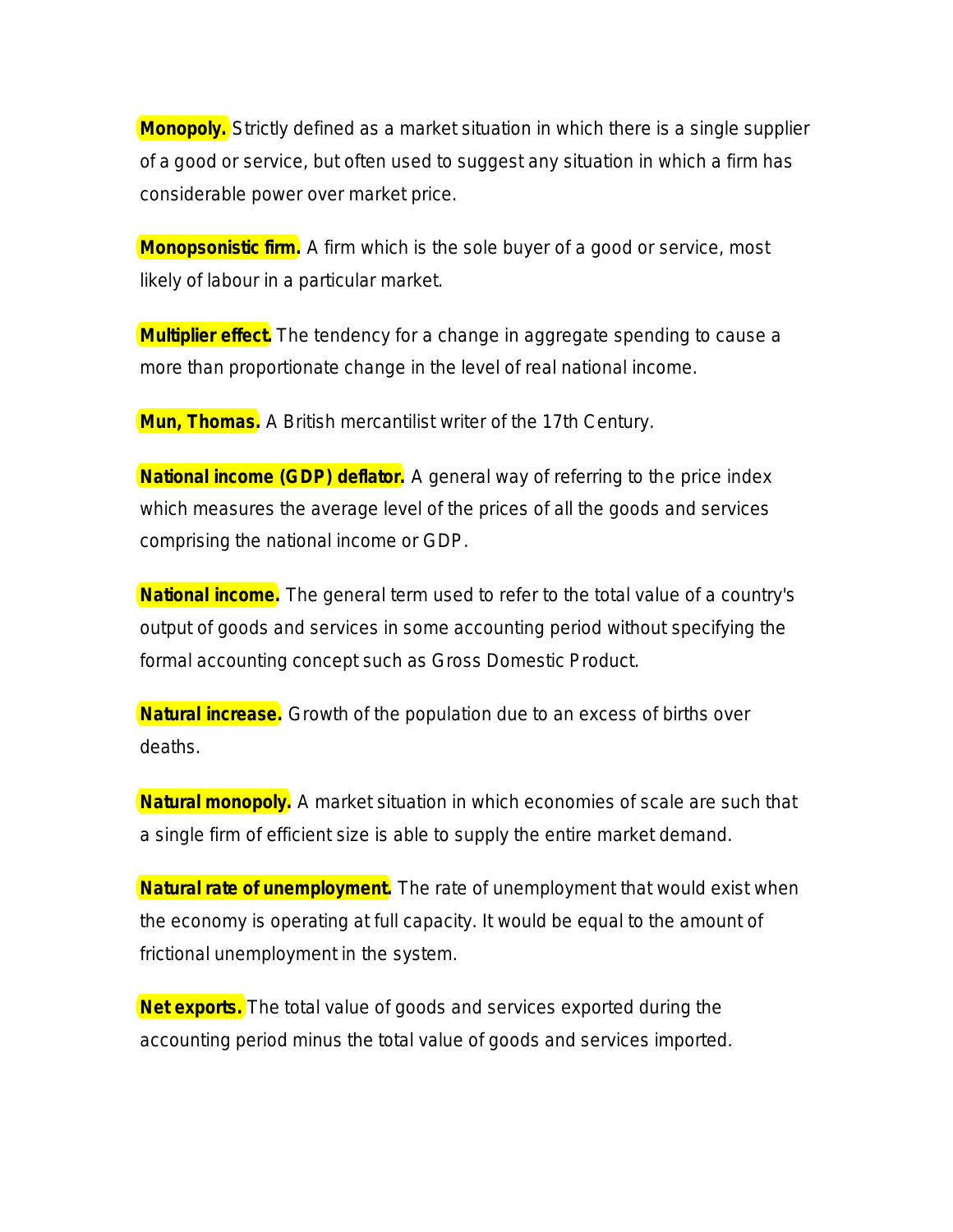**Monopoly.** Strictly defined as a market situation in which there is a single supplier of a good or service, but often used to suggest any situation in which a firm has considerable power over market price.

**Monopsonistic firm.** A firm which is the sole buyer of a good or service, most likely of labour in a particular market.

**Multiplier effect.** The tendency for a change in aggregate spending to cause a more than proportionate change in the level of real national income.

**Mun, Thomas.** A British mercantilist writer of the 17th Century.

**National income (GDP) deflator.** A general way of referring to the price index which measures the average level of the prices of all the goods and services comprising the national income or GDP.

**National income.** The general term used to refer to the total value of a country's output of goods and services in some accounting period without specifying the formal accounting concept such as Gross Domestic Product.

**Natural increase.** Growth of the population due to an excess of births over deaths.

**Natural monopoly.** A market situation in which economies of scale are such that a single firm of efficient size is able to supply the entire market demand.

**Natural rate of unemployment.** The rate of unemployment that would exist when the economy is operating at full capacity. It would be equal to the amount of frictional unemployment in the system.

**Net exports.** The total value of goods and services exported during the accounting period minus the total value of goods and services imported.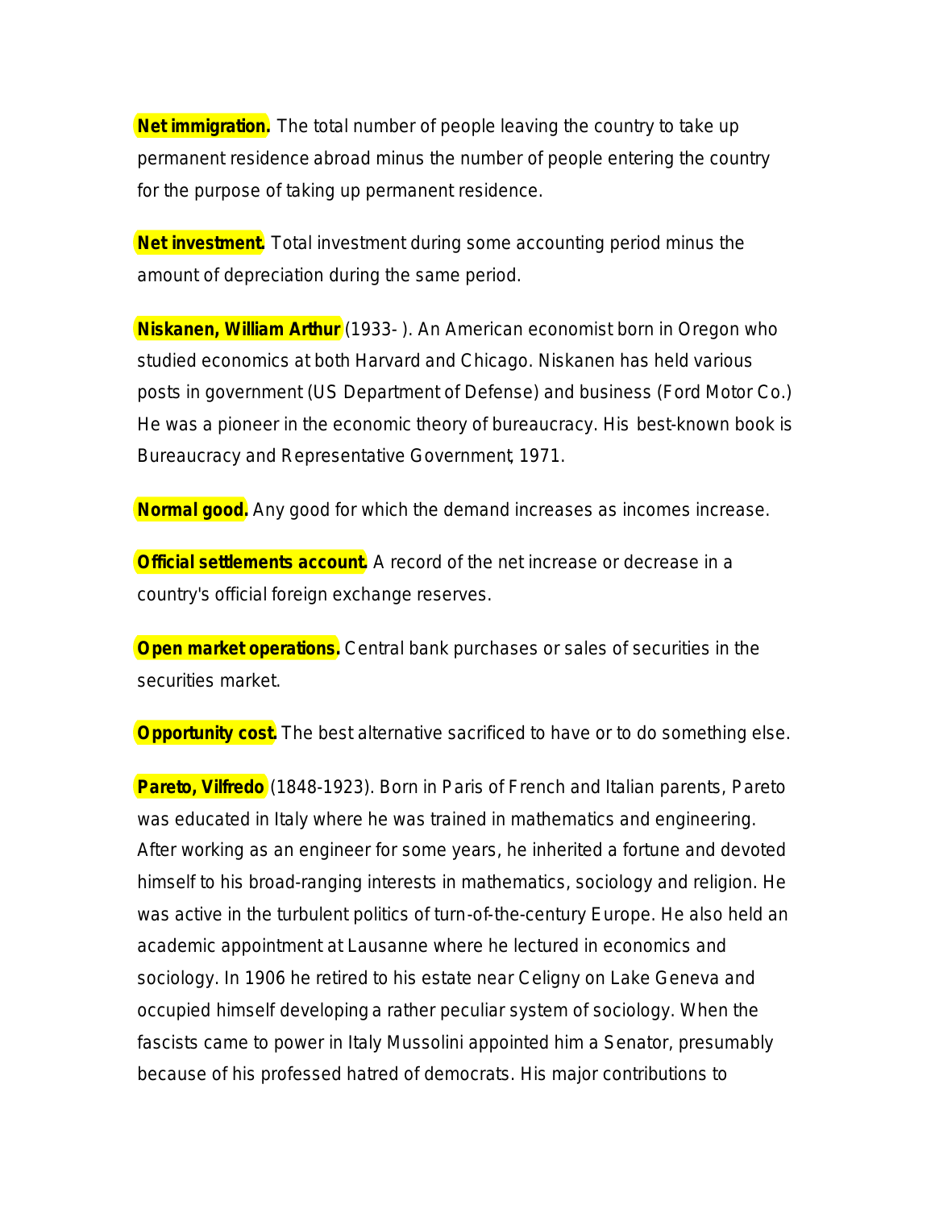**Net immigration.** The total number of people leaving the country to take up permanent residence abroad minus the number of people entering the country for the purpose of taking up permanent residence.

**Net investment.** Total investment during some accounting period minus the amount of depreciation during the same period.

**Niskanen, William Arthur** (1933- ). An American economist born in Oregon who studied economics at both Harvard and Chicago. Niskanen has held various posts in government (US Department of Defense) and business (Ford Motor Co.) He was a pioneer in the economic theory of bureaucracy. His best-known book is Bureaucracy and Representative Government, 1971.

**Normal good.** Any good for which the demand increases as incomes increase.

**Official settlements account.** A record of the net increase or decrease in a country's official foreign exchange reserves.

**Open market operations.** Central bank purchases or sales of securities in the securities market.

**Opportunity cost.** The best alternative sacrificed to have or to do something else.

**Pareto, Vilfredo** (1848-1923). Born in Paris of French and Italian parents, Pareto was educated in Italy where he was trained in mathematics and engineering. After working as an engineer for some years, he inherited a fortune and devoted himself to his broad-ranging interests in mathematics, sociology and religion. He was active in the turbulent politics of turn-of-the-century Europe. He also held an academic appointment at Lausanne where he lectured in economics and sociology. In 1906 he retired to his estate near Celigny on Lake Geneva and occupied himself developing a rather peculiar system of sociology. When the fascists came to power in Italy Mussolini appointed him a Senator, presumably because of his professed hatred of democrats. His major contributions to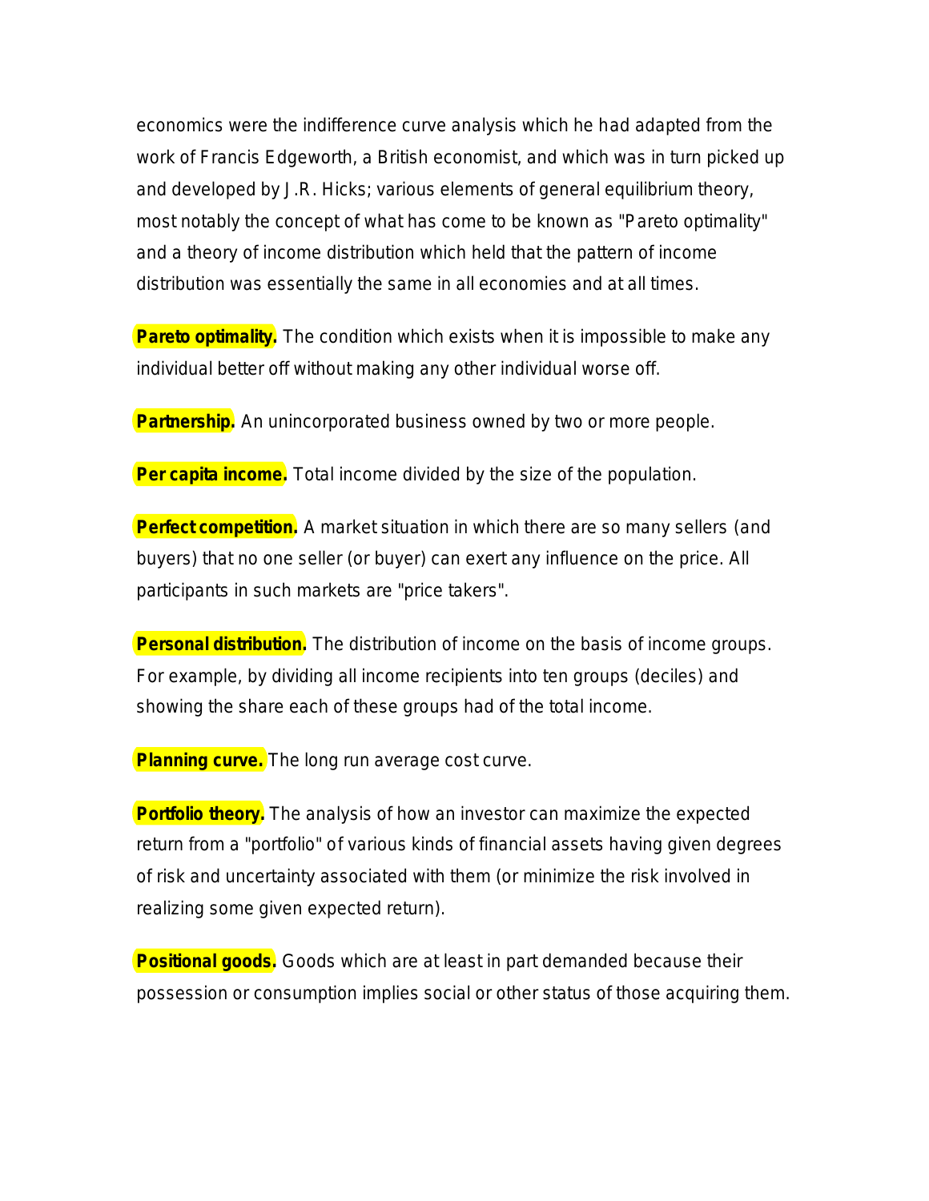economics were the indifference curve analysis which he had adapted from the work of Francis Edgeworth, a British economist, and which was in turn picked up and developed by J.R. Hicks; various elements of general equilibrium theory, most notably the concept of what has come to be known as "Pareto optimality" and a theory of income distribution which held that the pattern of income distribution was essentially the same in all economies and at all times.

**Pareto optimality.** The condition which exists when it is impossible to make any individual better off without making any other individual worse off.

**Partnership.** An unincorporated business owned by two or more people.

**Per capita income.** Total income divided by the size of the population.

**Perfect competition.** A market situation in which there are so many sellers (and buyers) that no one seller (or buyer) can exert any influence on the price. All participants in such markets are "price takers".

**Personal distribution.** The distribution of income on the basis of income groups. For example, by dividing all income recipients into ten groups (deciles) and showing the share each of these groups had of the total income.

**Planning curve.** The long run average cost curve.

**Portfolio theory.** The analysis of how an investor can maximize the expected return from a "portfolio" of various kinds of financial assets having given degrees of risk and uncertainty associated with them (or minimize the risk involved in realizing some given expected return).

**Positional goods.** Goods which are at least in part demanded because their possession or consumption implies social or other status of those acquiring them.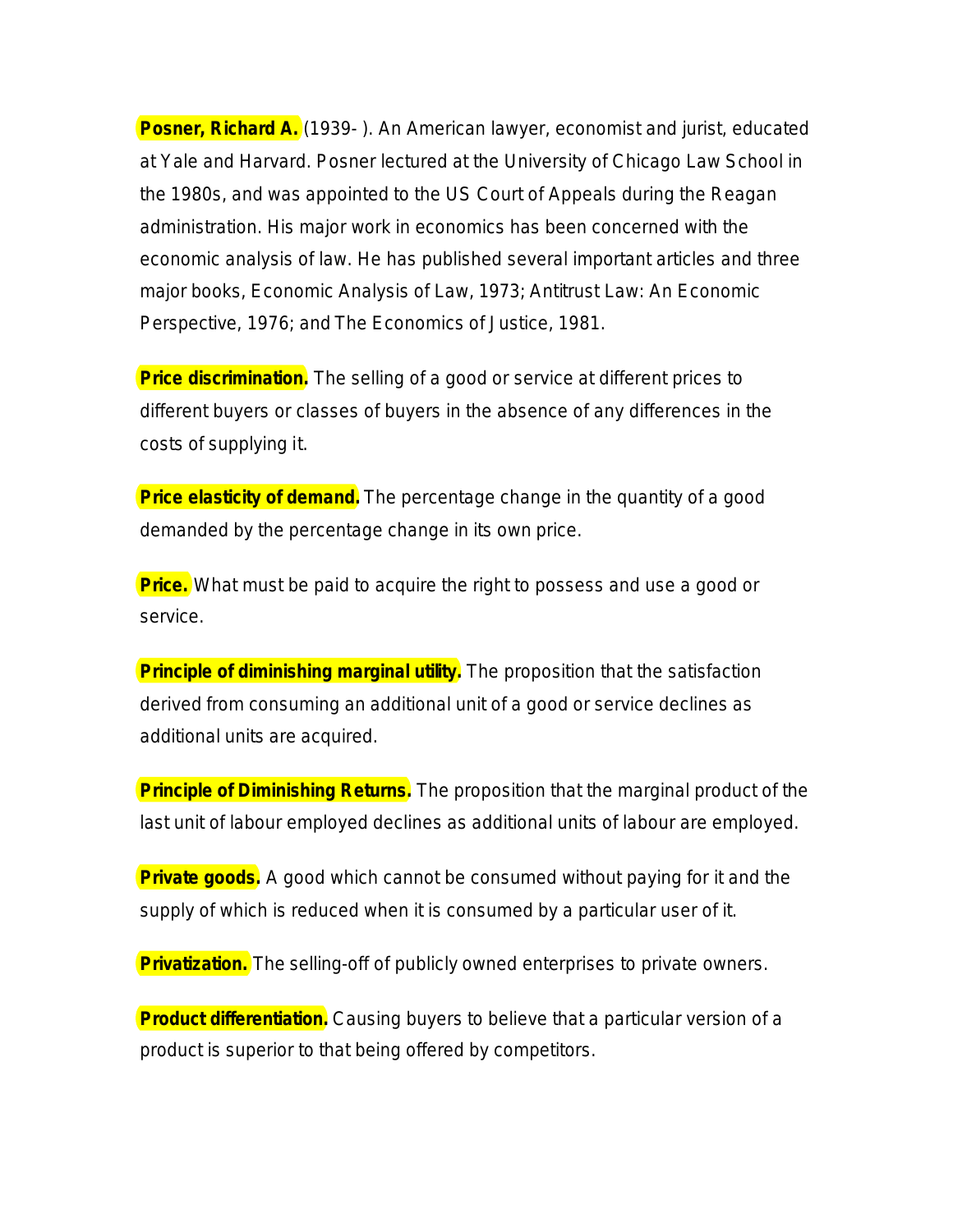**Posner, Richard A.** (1939- ). An American lawyer, economist and jurist, educated at Yale and Harvard. Posner lectured at the University of Chicago Law School in the 1980s, and was appointed to the US Court of Appeals during the Reagan administration. His major work in economics has been concerned with the economic analysis of law. He has published several important articles and three major books, Economic Analysis of Law, 1973; Antitrust Law: An Economic Perspective, 1976; and The Economics of Justice, 1981.

**Price discrimination.** The selling of a good or service at different prices to different buyers or classes of buyers in the absence of any differences in the costs of supplying it.

**Price elasticity of demand.** The percentage change in the quantity of a good demanded by the percentage change in its own price.

**Price.** What must be paid to acquire the right to possess and use a good or service.

**Principle of diminishing marginal utility.** The proposition that the satisfaction derived from consuming an additional unit of a good or service declines as additional units are acquired.

**Principle of Diminishing Returns.** The proposition that the marginal product of the last unit of labour employed declines as additional units of labour are employed.

**Private goods.** A good which cannot be consumed without paying for it and the supply of which is reduced when it is consumed by a particular user of it.

**Privatization.** The selling-off of publicly owned enterprises to private owners.

**Product differentiation.** Causing buyers to believe that a particular version of a product is superior to that being offered by competitors.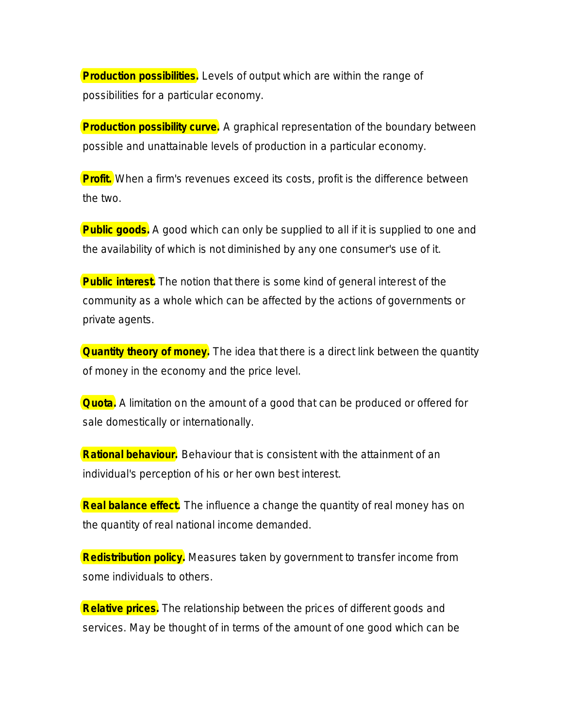**Production possibilities.** Levels of output which are within the range of possibilities for a particular economy.

**Production possibility curve.** A graphical representation of the boundary between possible and unattainable levels of production in a particular economy.

**Profit.** When a firm's revenues exceed its costs, profit is the difference between the two.

**Public goods.** A good which can only be supplied to all if it is supplied to one and the availability of which is not diminished by any one consumer's use of it.

**Public interest.** The notion that there is some kind of general interest of the community as a whole which can be affected by the actions of governments or private agents.

**Quantity theory of money.** The idea that there is a direct link between the quantity of money in the economy and the price level.

**Quota.** A limitation on the amount of a good that can be produced or offered for sale domestically or internationally.

**Rational behaviour.** Behaviour that is consistent with the attainment of an individual's perception of his or her own best interest.

**Real balance effect.** The influence a change the quantity of real money has on the quantity of real national income demanded.

**Redistribution policy.** Measures taken by government to transfer income from some individuals to others.

**Relative prices.** The relationship between the prices of different goods and services. May be thought of in terms of the amount of one good which can be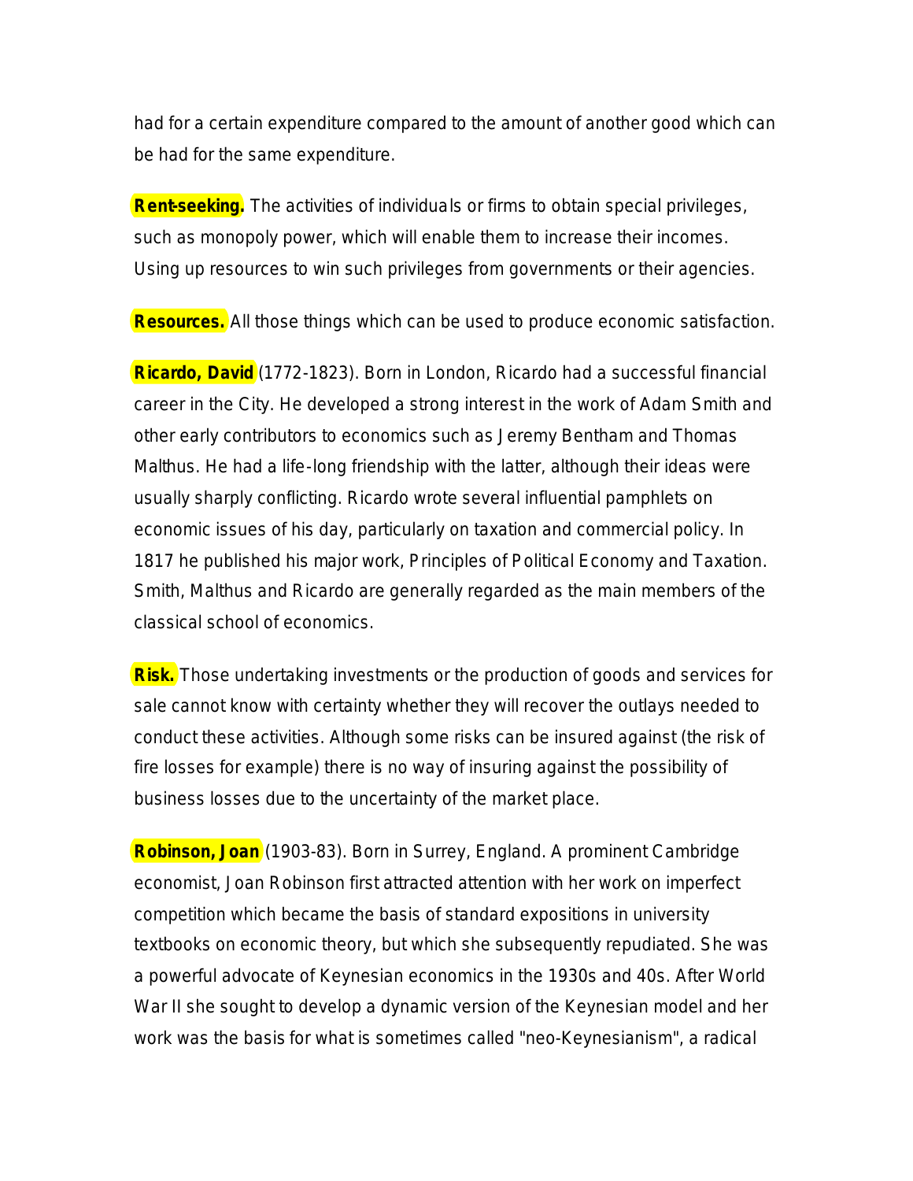had for a certain expenditure compared to the amount of another good which can be had for the same expenditure.

**Rent-seeking.** The activities of individuals or firms to obtain special privileges, such as monopoly power, which will enable them to increase their incomes. Using up resources to win such privileges from governments or their agencies.

**Resources.** All those things which can be used to produce economic satisfaction.

**Ricardo, David** (1772-1823). Born in London, Ricardo had a successful financial career in the City. He developed a strong interest in the work of Adam Smith and other early contributors to economics such as Jeremy Bentham and Thomas Malthus. He had a life-long friendship with the latter, although their ideas were usually sharply conflicting. Ricardo wrote several influential pamphlets on economic issues of his day, particularly on taxation and commercial policy. In 1817 he published his major work, Principles of Political Economy and Taxation. Smith, Malthus and Ricardo are generally regarded as the main members of the classical school of economics.

**Risk.** Those undertaking investments or the production of goods and services for sale cannot know with certainty whether they will recover the outlays needed to conduct these activities. Although some risks can be insured against (the risk of fire losses for example) there is no way of insuring against the possibility of business losses due to the uncertainty of the market place.

**Robinson, Joan** (1903-83). Born in Surrey, England. A prominent Cambridge economist, Joan Robinson first attracted attention with her work on imperfect competition which became the basis of standard expositions in university textbooks on economic theory, but which she subsequently repudiated. She was a powerful advocate of Keynesian economics in the 1930s and 40s. After World War II she sought to develop a dynamic version of the Keynesian model and her work was the basis for what is sometimes called "neo-Keynesianism", a radical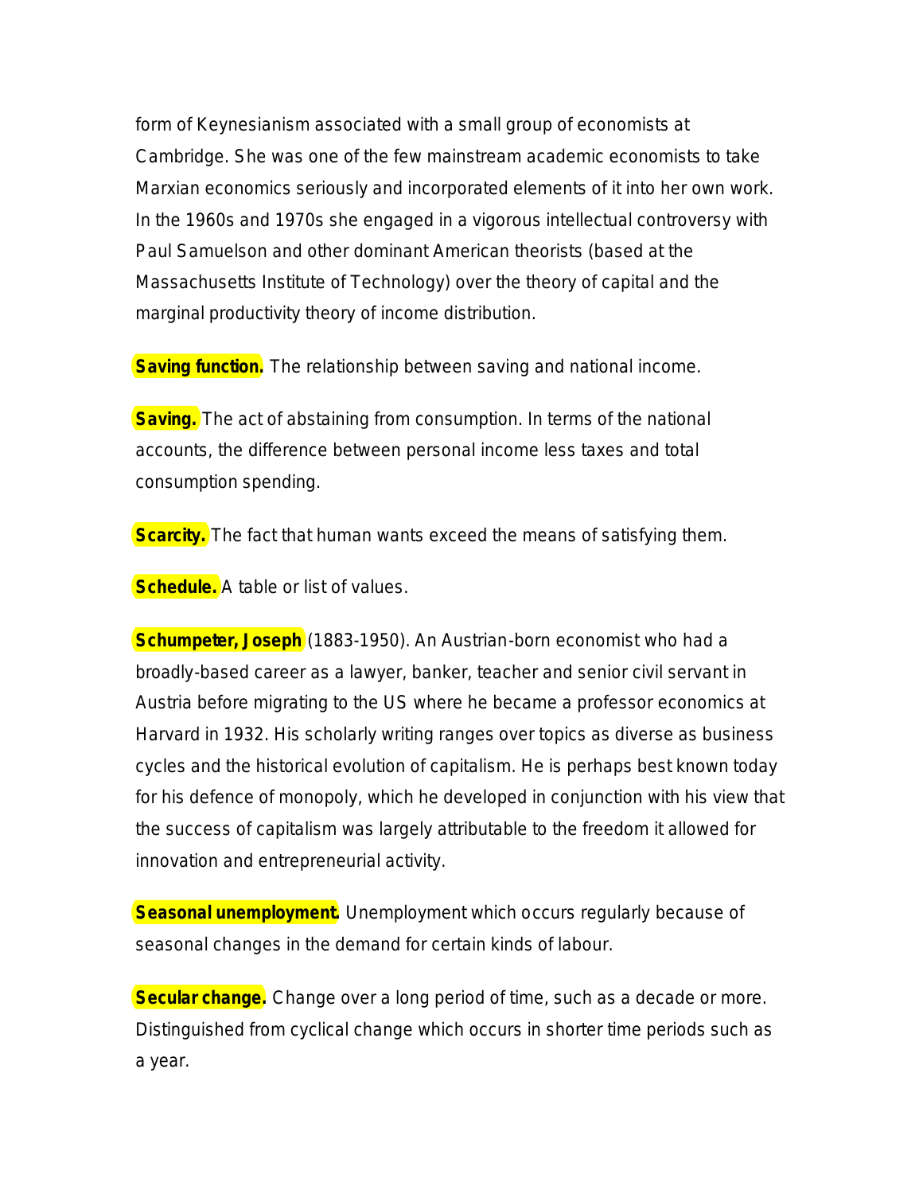form of Keynesianism associated with a small group of economists at Cambridge. She was one of the few mainstream academic economists to take Marxian economics seriously and incorporated elements of it into her own work. In the 1960s and 1970s she engaged in a vigorous intellectual controversy with Paul Samuelson and other dominant American theorists (based at the Massachusetts Institute of Technology) over the theory of capital and the marginal productivity theory of income distribution.

**Saving function.** The relationship between saving and national income.

**Saving.** The act of abstaining from consumption. In terms of the national accounts, the difference between personal income less taxes and total consumption spending.

**Scarcity.** The fact that human wants exceed the means of satisfying them.

**Schedule.** A table or list of values.

**Schumpeter, Joseph** (1883-1950). An Austrian-born economist who had a broadly-based career as a lawyer, banker, teacher and senior civil servant in Austria before migrating to the US where he became a professor economics at Harvard in 1932. His scholarly writing ranges over topics as diverse as business cycles and the historical evolution of capitalism. He is perhaps best known today for his defence of monopoly, which he developed in conjunction with his view that the success of capitalism was largely attributable to the freedom it allowed for innovation and entrepreneurial activity.

**Seasonal unemployment.** Unemployment which occurs regularly because of seasonal changes in the demand for certain kinds of labour.

**Secular change.** Change over a long period of time, such as a decade or more. Distinguished from cyclical change which occurs in shorter time periods such as a year.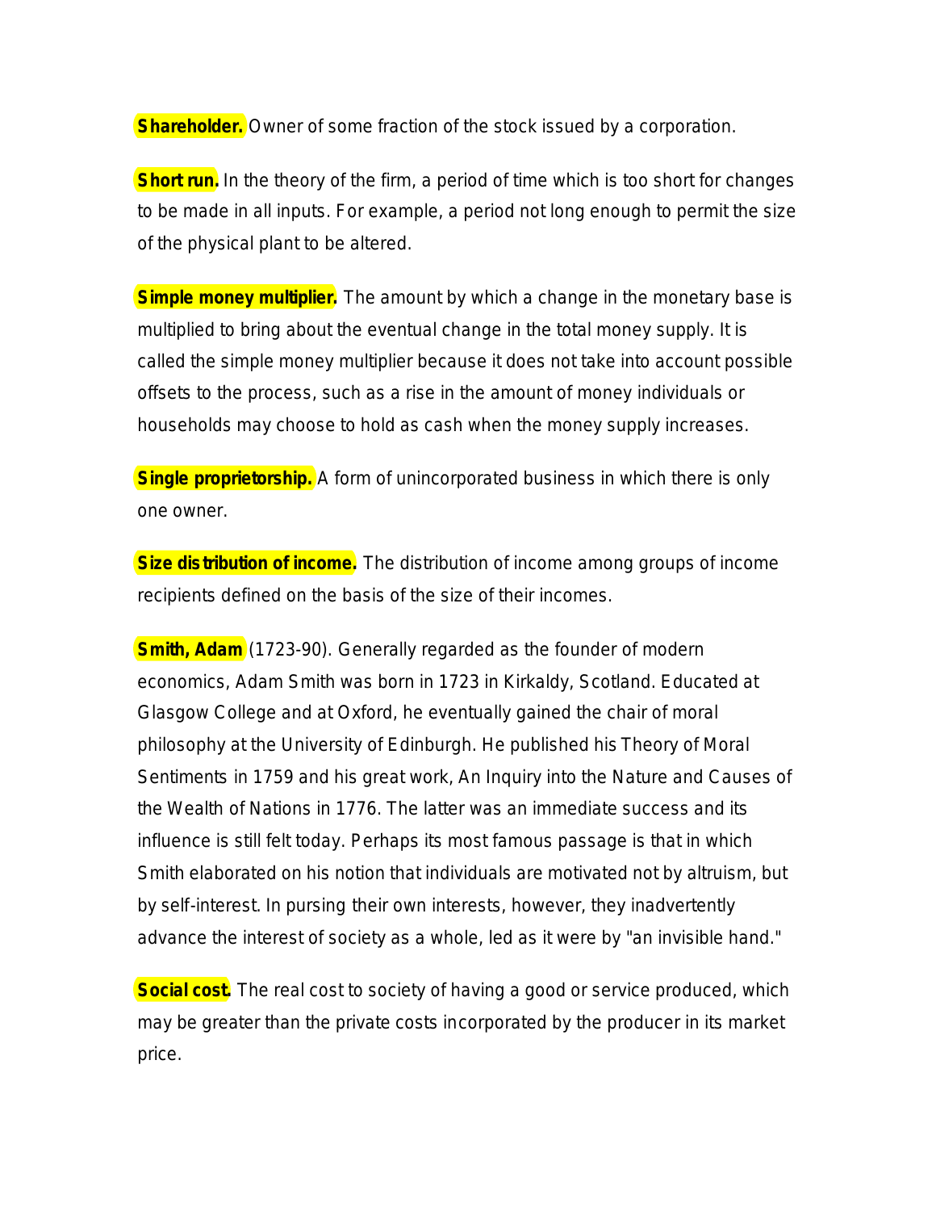**Shareholder.** Owner of some fraction of the stock issued by a corporation.

**Short run.** In the theory of the firm, a period of time which is too short for changes to be made in all inputs. For example, a period not long enough to permit the size of the physical plant to be altered.

**Simple money multiplier.** The amount by which a change in the monetary base is multiplied to bring about the eventual change in the total money supply. It is called the simple money multiplier because it does not take into account possible offsets to the process, such as a rise in the amount of money individuals or households may choose to hold as cash when the money supply increases.

**Single proprietorship.** A form of unincorporated business in which there is only one owner.

**Size distribution of income.** The distribution of income among groups of income recipients defined on the basis of the size of their incomes.

**Smith, Adam** (1723-90). Generally regarded as the founder of modern economics, Adam Smith was born in 1723 in Kirkaldy, Scotland. Educated at Glasgow College and at Oxford, he eventually gained the chair of moral philosophy at the University of Edinburgh. He published his Theory of Moral Sentiments in 1759 and his great work, An Inquiry into the Nature and Causes of the Wealth of Nations in 1776. The latter was an immediate success and its influence is still felt today. Perhaps its most famous passage is that in which Smith elaborated on his notion that individuals are motivated not by altruism, but by self-interest. In pursing their own interests, however, they inadvertently advance the interest of society as a whole, led as it were by "an invisible hand."

**Social cost.** The real cost to society of having a good or service produced, which may be greater than the private costs incorporated by the producer in its market price.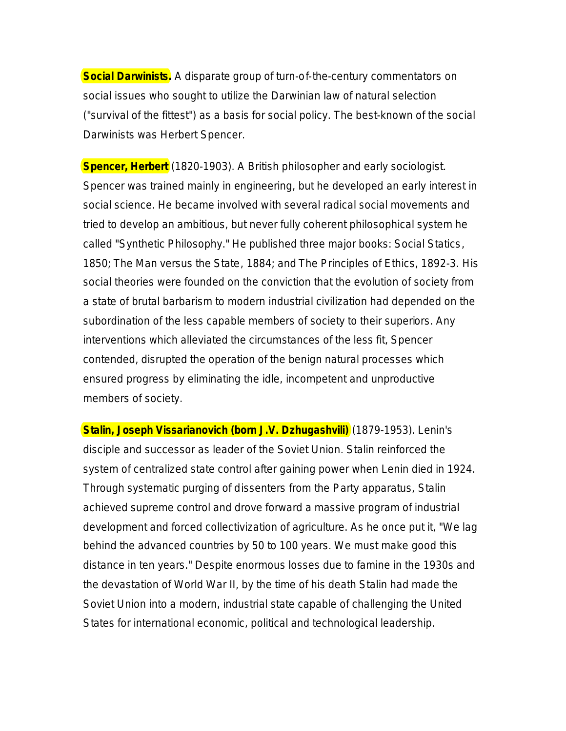**Social Darwinists.** A disparate group of turn-of-the-century commentators on social issues who sought to utilize the Darwinian law of natural selection ("survival of the fittest") as a basis for social policy. The best-known of the social Darwinists was Herbert Spencer.

**Spencer, Herbert** (1820-1903). A British philosopher and early sociologist. Spencer was trained mainly in engineering, but he developed an early interest in social science. He became involved with several radical social movements and tried to develop an ambitious, but never fully coherent philosophical system he called "Synthetic Philosophy." He published three major books: Social Statics, 1850; The Man versus the State, 1884; and The Principles of Ethics, 1892-3. His social theories were founded on the conviction that the evolution of society from a state of brutal barbarism to modern industrial civilization had depended on the subordination of the less capable members of society to their superiors. Any interventions which alleviated the circumstances of the less fit, Spencer contended, disrupted the operation of the benign natural processes which ensured progress by eliminating the idle, incompetent and unproductive members of society.

**Stalin, Joseph Vissarianovich (born J.V. Dzhugashvili)** (1879-1953). Lenin's disciple and successor as leader of the Soviet Union. Stalin reinforced the system of centralized state control after gaining power when Lenin died in 1924. Through systematic purging of dissenters from the Party apparatus, Stalin achieved supreme control and drove forward a massive program of industrial development and forced collectivization of agriculture. As he once put it, "We lag behind the advanced countries by 50 to 100 years. We must make good this distance in ten years." Despite enormous losses due to famine in the 1930s and the devastation of World War II, by the time of his death Stalin had made the Soviet Union into a modern, industrial state capable of challenging the United States for international economic, political and technological leadership.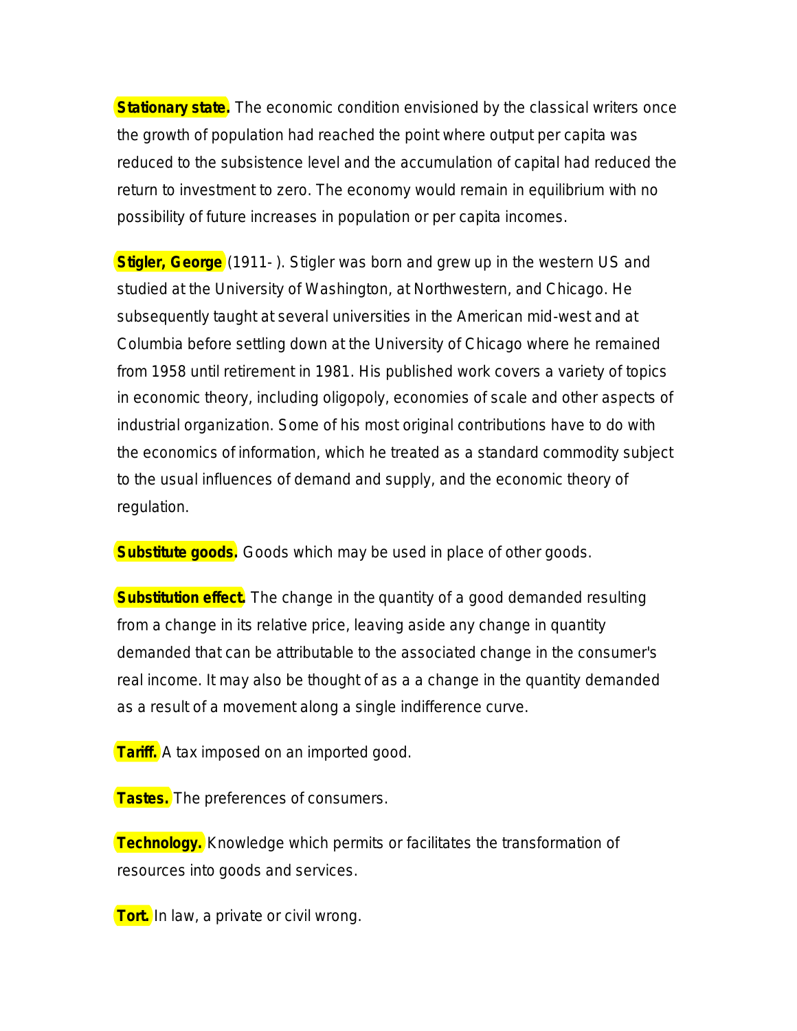**Stationary state.** The economic condition envisioned by the classical writers once the growth of population had reached the point where output per capita was reduced to the subsistence level and the accumulation of capital had reduced the return to investment to zero. The economy would remain in equilibrium with no possibility of future increases in population or per capita incomes.

**Stigler, George** (1911- ). Stigler was born and grew up in the western US and studied at the University of Washington, at Northwestern, and Chicago. He subsequently taught at several universities in the American mid-west and at Columbia before settling down at the University of Chicago where he remained from 1958 until retirement in 1981. His published work covers a variety of topics in economic theory, including oligopoly, economies of scale and other aspects of industrial organization. Some of his most original contributions have to do with the economics of information, which he treated as a standard commodity subject to the usual influences of demand and supply, and the economic theory of regulation.

**Substitute goods.** Goods which may be used in place of other goods.

**Substitution effect.** The change in the quantity of a good demanded resulting from a change in its relative price, leaving aside any change in quantity demanded that can be attributable to the associated change in the consumer's real income. It may also be thought of as a a change in the quantity demanded as a result of a movement along a single indifference curve.

**Tariff.** A tax imposed on an imported good.

**Tastes.** The preferences of consumers.

**Technology.** Knowledge which permits or facilitates the transformation of resources into goods and services.

**Tort.** In law, a private or civil wrong.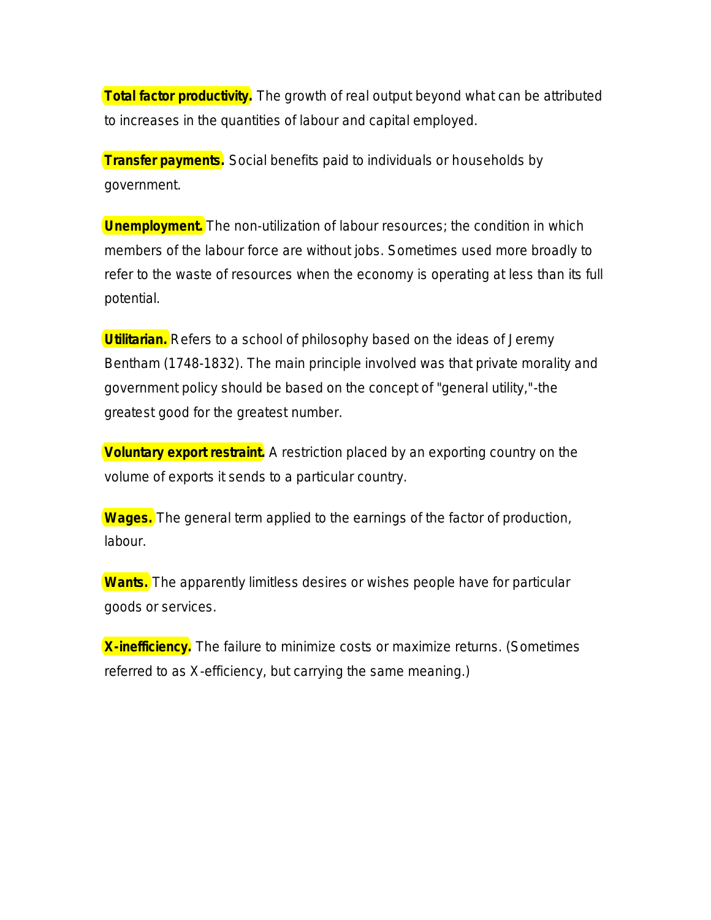**Total factor productivity.** The growth of real output beyond what can be attributed to increases in the quantities of labour and capital employed.

**Transfer payments.** Social benefits paid to individuals or households by government.

**Unemployment.** The non-utilization of labour resources; the condition in which members of the labour force are without jobs. Sometimes used more broadly to refer to the waste of resources when the economy is operating at less than its full potential.

**Utilitarian.** Refers to a school of philosophy based on the ideas of Jeremy Bentham (1748-1832). The main principle involved was that private morality and government policy should be based on the concept of "general utility,"-the greatest good for the greatest number.

**Voluntary export restraint.** A restriction placed by an exporting country on the volume of exports it sends to a particular country.

**Wages.** The general term applied to the earnings of the factor of production, labour.

**Wants.** The apparently limitless desires or wishes people have for particular goods or services.

**X-inefficiency.** The failure to minimize costs or maximize returns. (Sometimes referred to as X-efficiency, but carrying the same meaning.)